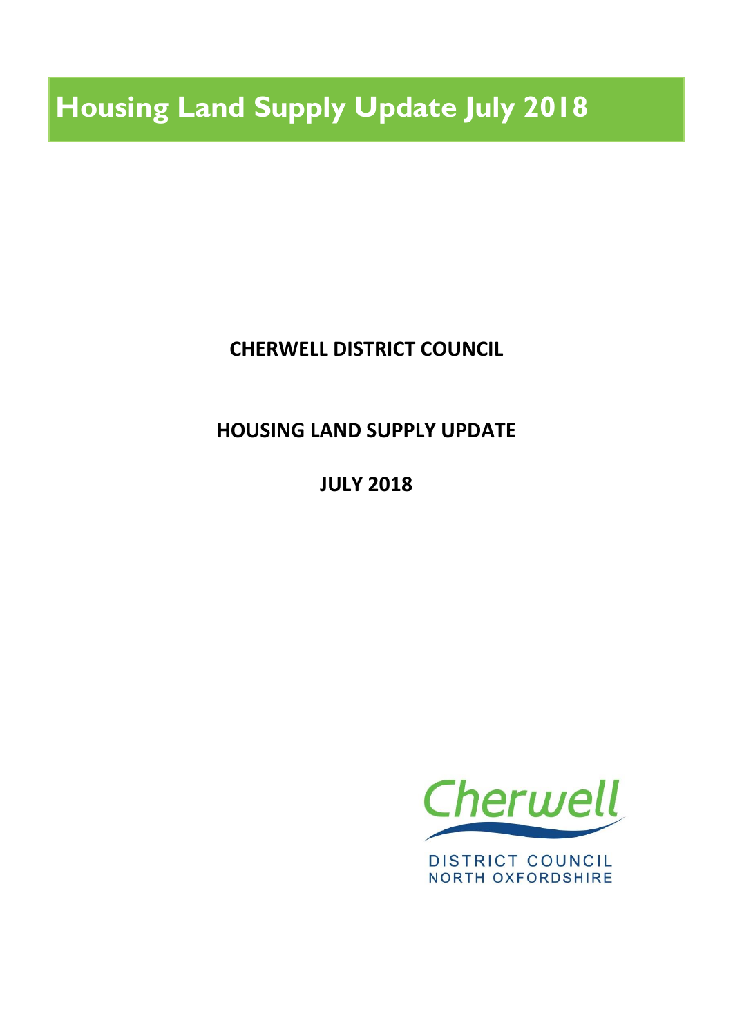# Housing Land Supply Update July 2018

**CHERWELL DISTRICT COUNCIL**

**HOUSING LAND SUPPLY UPDATE**

**JULY 2018**

Cherwell

DISTRICT COUNCIL
NORTH OXFORDSHIRE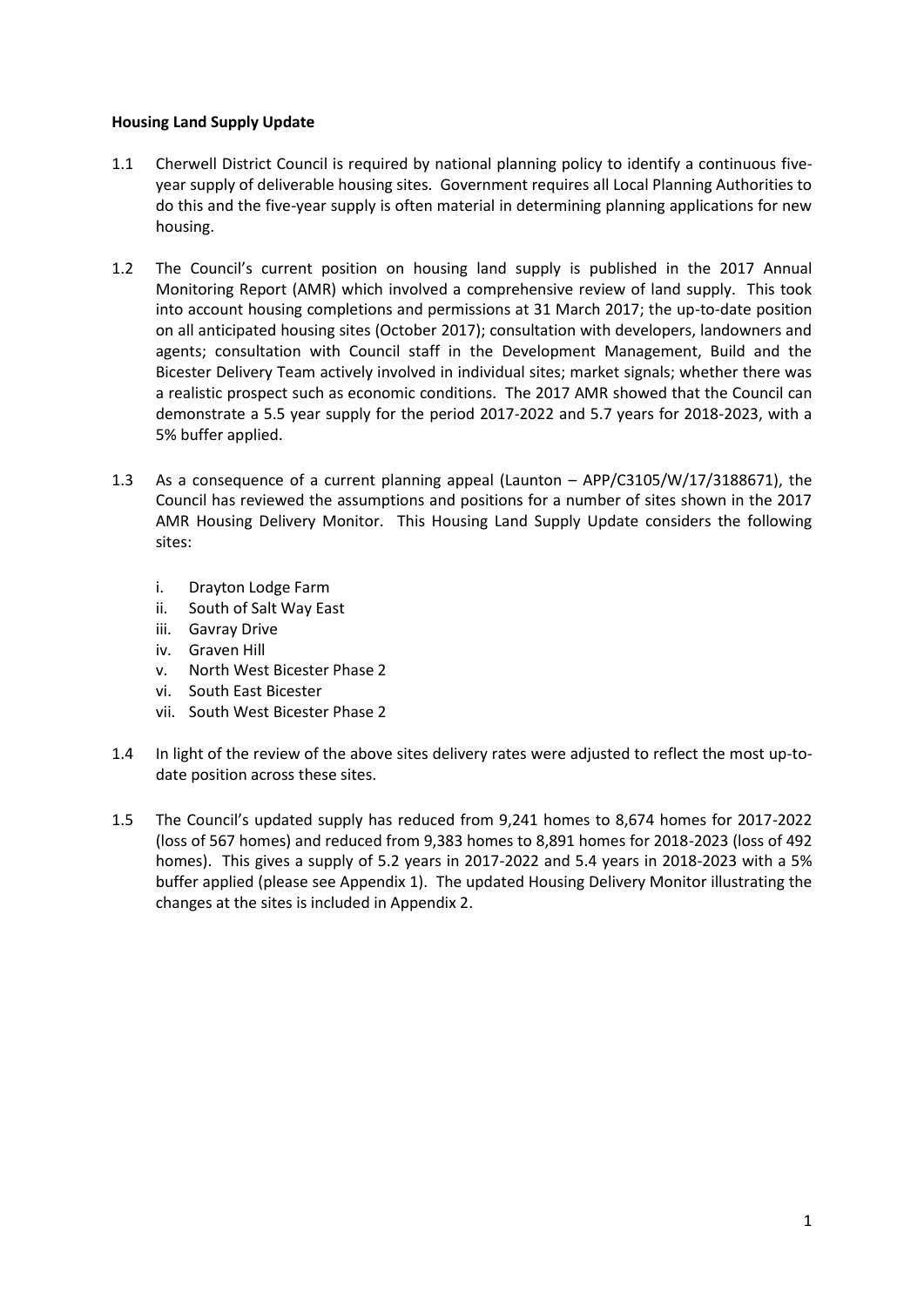**Housing Land Supply Update**

1.1 Cherwell District Council is required by national planning policy to identify a continuous five-year supply of deliverable housing sites. Government requires all Local Planning Authorities to do this and the five-year supply is often material in determining planning applications for new housing.

1.2 The Council's current position on housing land supply is published in the 2017 Annual Monitoring Report (AMR) which involved a comprehensive review of land supply. This took into account housing completions and permissions at 31 March 2017; the up-to-date position on all anticipated housing sites (October 2017); consultation with developers, landowners and agents; consultation with Council staff in the Development Management, Build and the Bicester Delivery Team actively involved in individual sites; market signals; whether there was a realistic prospect such as economic conditions. The 2017 AMR showed that the Council can demonstrate a 5.5 year supply for the period 2017-2022 and 5.7 years for 2018-2023, with a 5% buffer applied.

1.3 As a consequence of a current planning appeal (Launton – APP/C3105/W/17/3188671), the Council has reviewed the assumptions and positions for a number of sites shown in the 2017 AMR Housing Delivery Monitor. This Housing Land Supply Update considers the following sites:

   i. Drayton Lodge Farm
   ii. South of Salt Way East
   iii. Gavray Drive
   iv. Graven Hill
   v. North West Bicester Phase 2
   vi. South East Bicester
   vii. South West Bicester Phase 2

1.4 In light of the review of the above sites delivery rates were adjusted to reflect the most up-to-date position across these sites.

1.5 The Council's updated supply has reduced from 9,241 homes to 8,674 homes for 2017-2022 (loss of 567 homes) and reduced from 9,383 homes to 8,891 homes for 2018-2023 (loss of 492 homes). This gives a supply of 5.2 years in 2017-2022 and 5.4 years in 2018-2023 with a 5% buffer applied (please see Appendix 1). The updated Housing Delivery Monitor illustrating the changes at the sites is included in Appendix 2.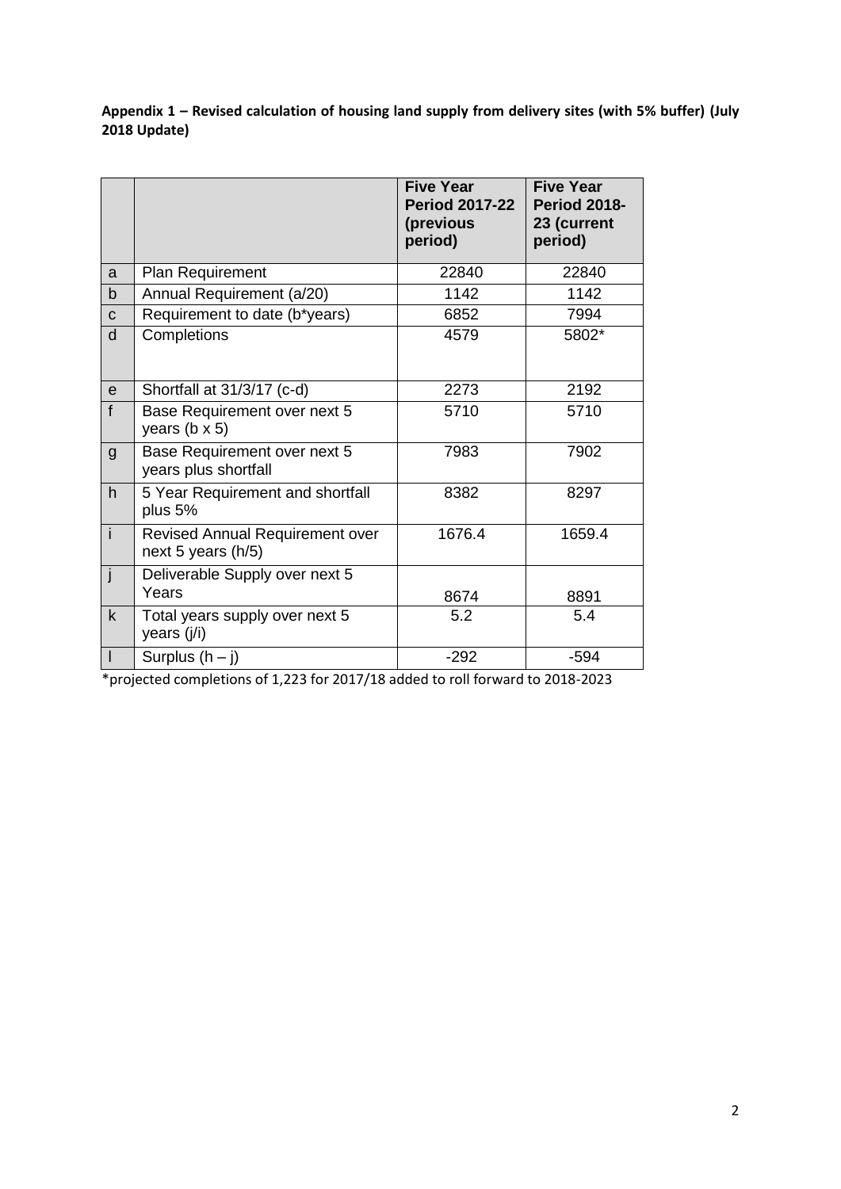**Appendix 1 – Revised calculation of housing land supply from delivery sites (with 5% buffer) (July 2018 Update)**

| | | Five Year Period 2017-22 (previous period) | Five Year Period 2018-23 (current period) |
|---|---|---|---|
| a | Plan Requirement | 22840 | 22840 |
| b | Annual Requirement (a/20) | 1142 | 1142 |
| c | Requirement to date (b*years) | 6852 | 7994 |
| d | Completions | 4579 | 5802* |
| e | Shortfall at 31/3/17 (c-d) | 2273 | 2192 |
| f | Base Requirement over next 5 years (b x 5) | 5710 | 5710 |
| g | Base Requirement over next 5 years plus shortfall | 7983 | 7902 |
| h | 5 Year Requirement and shortfall plus 5% | 8382 | 8297 |
| i | Revised Annual Requirement over next 5 years (h/5) | 1676.4 | 1659.4 |
| j | Deliverable Supply over next 5 Years | 8674 | 8891 |
| k | Total years supply over next 5 years (j/i) | 5.2 | 5.4 |
| l | Surplus (h – j) | -292 | -594 |

*projected completions of 1,223 for 2017/18 added to roll forward to 2018-2023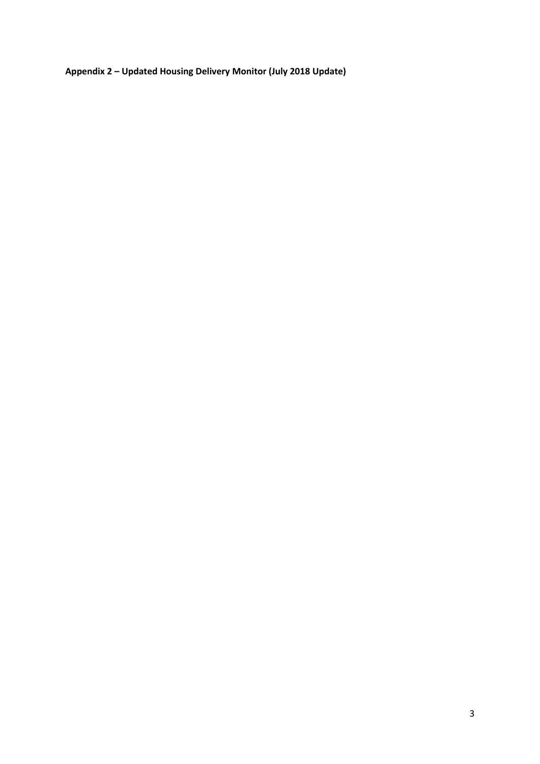**Appendix 2 – Updated Housing Delivery Monitor (July 2018 Update)**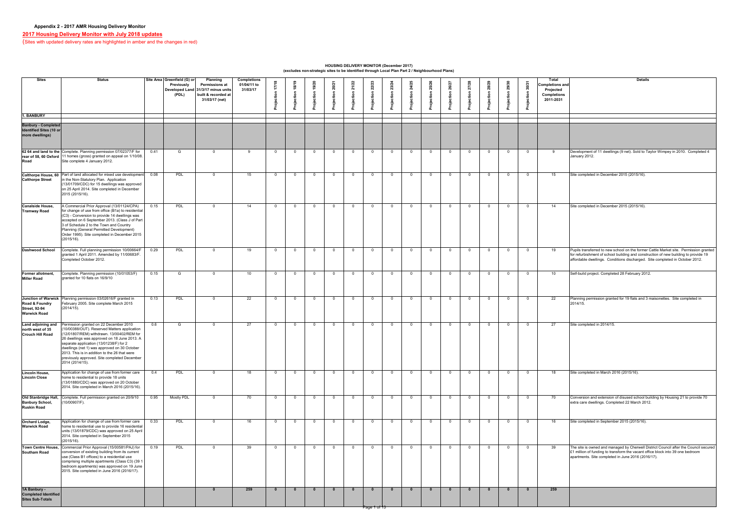**Appendix 2 - 2017 AMR Housing Delivery Monitor**

**2017 Housing Delivery Monitor with July 2018 updates**

(Sites with updated delivery rates are highlighted in amber and the changes in red)

**HOUSING DELIVERY MONITOR (December 2017)**
**(excludes non-strategic sites to be identified through Local Plan Part 2 / Neighbourhood Plans)**

| Sites | Status | Site Area | Greenfield (G) or Previously Developed Land (PDL) | Planning Permissions at 31/3/17 minus units built & recorded at 31/03/17 (net) | Completions 01/04/11 to 31/03/17 | Projection 17/18 | Projection 18/19 | Projection 19/20 | Projection 20/21 | Projection 21/22 | Projection 22/23 | Projection 23/24 | Projection 24/25 | Projection 25/26 | Projection 26/27 | Projection 27/28 | Projection 28/29 | Projection 29/30 | Projection 30/31 | Total Completions and Projected Completions 2011-2031 | Details |
|---|---|---|---|---|---|---|---|---|---|---|---|---|---|---|---|---|---|---|---|---|---|
| **1. BANBURY** | | | | | | | | | | | | | | | | | | | | | |
| **Banbury - Completed Identified Sites (10 or more dwellings)** | | | | | | | | | | | | | | | | | | | | | |
| **62 64 and land to the rear of 58, 60 Oxford Road** | Complete. Planning permission 07/02377/F for 11 homes (gross) granted on appeal on 1/10/08. Site complete 4 January 2012. | 0.41 | G | 0 | 9 | 0 | 0 | 0 | 0 | 0 | 0 | 0 | 0 | 0 | 0 | 0 | 0 | 0 | 0 | 9 | Development of 11 dwellings (9 net). Sold to Taylor Wimpey in 2010. Completed 4 January 2012. |
| **Calthorpe House, 60 Calthorpe Street** | Part of land allocated for mixed use development in the Non-Statutory Plan. Application (13/01709/CDC) for 15 dwellings was approved on 25 April 2014. Site completed in December 2015 (2015/16). | 0.08 | PDL | 0 | 15 | 0 | 0 | 0 | 0 | 0 | 0 | 0 | 0 | 0 | 0 | 0 | 0 | 0 | 0 | 15 | Site completed in December 2015 (2015/16). |
| **Canalside House, Tramway Road** | A Commercial Prior Approval (13/01124/CPA) for change of use from office (B1a) to residential (C3) - Conversion to provide 14 dwellings was accepted on 6 September 2013. (Class J of Part 3 of Schedule 2 to the Town and Country Planning (General Permitted Development) Order 1995). Site completed in December 2015 (2015/16). | 0.15 | PDL | 0 | 14 | 0 | 0 | 0 | 0 | 0 | 0 | 0 | 0 | 0 | 0 | 0 | 0 | 0 | 0 | 14 | Site completed in December 2015 (2015/16). |
| **Dashwood School** | Complete. Full planning permission 10/00664/F granted 1 April 2011. Amended by 11/00683/F. Completed October 2012. | 0.29 | PDL | 0 | 19 | 0 | 0 | 0 | 0 | 0 | 0 | 0 | 0 | 0 | 0 | 0 | 0 | 0 | 0 | 19 | Pupils transferred to new school on the former Cattle Market site. Permission granted for refurbishment of school building and construction of new building to provide 19 affordable dwellings. Conditions discharged. Site completed in October 2012. |
| **Former allotment, Miller Road** | Complete. Planning permission (10/01053/F) granted for 10 flats on 16/9/10 | 0.15 | G | 0 | 10 | 0 | 0 | 0 | 0 | 0 | 0 | 0 | 0 | 0 | 0 | 0 | 0 | 0 | 0 | 10 | Self-build project. Completed 28 February 2012. |
| **Junction of Warwick Road & Foundry Street, 92-94 Warwick Road** | Planning permission 03/02616/F granted in February 2005. Site complete March 2015 (2014/15). | 0.13 | PDL | 0 | 22 | 0 | 0 | 0 | 0 | 0 | 0 | 0 | 0 | 0 | 0 | 0 | 0 | 0 | 0 | 22 | Planning permission granted for 19 flats and 3 maisonettes. Site completed in 2014/15. |
| **Land adjoining and north west of 35 Crouch Hill Road** | Permission granted on 22 December 2010 (10/00388/OUT). Reserved Matters application (12/01807/REM) withdrawn. 13/00402/REM for 26 dwellings was approved on 18 June 2013. A separate application (13/01238/F) for 2 dwellings (net 1) was approved on 30 October 2013. This is in addition to the 26 that were previously approved. Site completed December 2014 (2014/15). | 0.6 | G | 0 | 27 | 0 | 0 | 0 | 0 | 0 | 0 | 0 | 0 | 0 | 0 | 0 | 0 | 0 | 0 | 27 | Site completed in 2014/15. |
| **Lincoln House, Lincoln Close** | Application for change of use from former care home to residential to provide 18 units (13/01880/CDC) was approved on 20 October 2014. Site completed in March 2016 (2015/16). | 0.4 | PDL | 0 | 18 | 0 | 0 | 0 | 0 | 0 | 0 | 0 | 0 | 0 | 0 | 0 | 0 | 0 | 0 | 18 | Site completed in March 2016 (2015/16). |
| **Old Stanbridge Hall, Banbury School, Ruskin Road** | Complete. Full permission granted on 20/9/10 (10/00907/F). | 0.95 | Mostly PDL | 0 | 70 | 0 | 0 | 0 | 0 | 0 | 0 | 0 | 0 | 0 | 0 | 0 | 0 | 0 | 0 | 70 | Conversion and extension of disused school building by Housing 21 to provide 70 extra care dwellings. Completed 22 March 2012. |
| **Orchard Lodge, Warwick Road** | Application for change of use from former care home to residential use to provide 16 residential units (13/01879/CDC) was approved on 25 April 2014. Site completed in September 2015 (2015/16). | 0.33 | PDL | 0 | 16 | 0 | 0 | 0 | 0 | 0 | 0 | 0 | 0 | 0 | 0 | 0 | 0 | 0 | 0 | 16 | Site completed in September 2015 (2015/16). |
| **Town Centre House, Southam Road** | Commercial Prior Approval (15/00581/PAJ) for conversion of existing building from its current use (Class B1 offices) to a residential use comprising multiple apartments (Class C3) (39 1 bedroom apartments) was approved on 19 June 2015. Site completed in June 2016 (2016/17). | 0.19 | PDL | 0 | 39 | 0 | 0 | 0 | 0 | 0 | 0 | 0 | 0 | 0 | 0 | 0 | 0 | 0 | 0 | 39 | The site is owned and managed by Cherwell District Council after the Council secured £1 million of funding to transform the vacant office block into 39 one bedroom apartments. Site completed in June 2016 (2016/17). |
| **1A Banbury - Completed Identified Sites Sub-Totals** | | | | **0** | **259** | **0** | **0** | **0** | **0** | **0** | **0** | **0** | **0** | **0** | **0** | **0** | **0** | **0** | **0** | **259** | |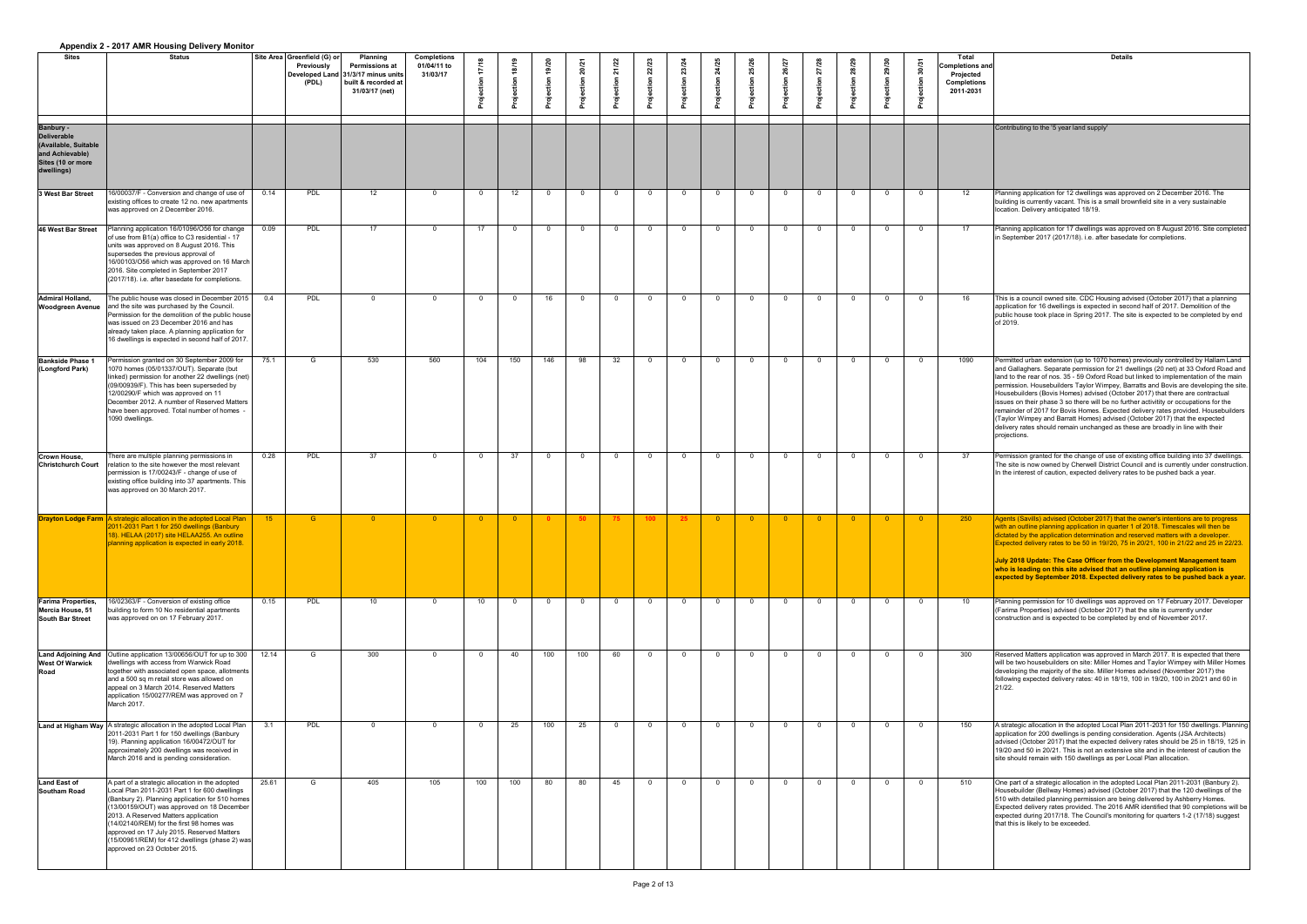## Appendix 2 - 2017 AMR Housing Delivery Monitor

| Sites | Status | Site Area | Greenfield (G) or Previously Developed Land (PDL) | Planning Permissions at 31/3/17 minus units built & recorded at 31/03/17 (net) | Completions 01/04/11 to 31/03/17 | Projection 17/18 | Projection 18/19 | Projection 19/20 | Projection 20/21 | Projection 21/22 | Projection 22/23 | Projection 23/24 | Projection 24/25 | Projection 25/26 | Projection 26/27 | Projection 27/28 | Projection 28/29 | Projection 29/30 | Projection 30/31 | Total Completions and Projected Completions 2011-2031 | Details |
|---|---|---|---|---|---|---|---|---|---|---|---|---|---|---|---|---|---|---|---|---|---|
| **Banbury - Deliverable (Available, Suitable and Achievable) Sites (10 or more dwellings)** | | | | | | | | | | | | | | | | | | | | | Contributing to the '5 year land supply' |
| **3 West Bar Street** | 16/00037/F - Conversion and change of use of existing offices to create 12 no. new apartments was approved on 2 December 2016. | 0.14 | PDL | 12 | 0 | 0 | 12 | 0 | 0 | 0 | 0 | 0 | 0 | 0 | 0 | 0 | 0 | 0 | 0 | 12 | Planning application for 12 dwellings was approved on 2 December 2016. The building is currently vacant. This is a small brownfield site in a very sustainable location. Delivery anticipated 18/19. |
| **46 West Bar Street** | Planning application 16/01096/O56 for change of use from B1(a) office to C3 residential - 17 units was approved on 8 August 2016. This supersedes the previous approval of 16/00103/O56 which was approved on 16 March 2016. Site completed in September 2017 (2017/18). i.e. after basedate for completions. | 0.09 | PDL | 17 | 0 | 17 | 0 | 0 | 0 | 0 | 0 | 0 | 0 | 0 | 0 | 0 | 0 | 0 | 0 | 17 | Planning application for 17 dwellings was approved on 8 August 2016. Site completed in September 2017 (2017/18). i.e. after basedate for completions. |
| **Admiral Holland, Woodgreen Avenue** | The public house was closed in December 2015 and the site was purchased by the Council. Permission for the demolition of the public house was issued on 23 December 2016 and has already taken place. A planning application for 16 dwellings is expected in second half of 2017. | 0.4 | PDL | 0 | 0 | 0 | 0 | 16 | 0 | 0 | 0 | 0 | 0 | 0 | 0 | 0 | 0 | 0 | 0 | 16 | This is a council owned site. CDC Housing advised (October 2017) that a planning application for 16 dwellings is expected in second half of 2017. Demolition of the public house took place in Spring 2017. The site is expected to be completed by end of 2019. |
| **Bankside Phase 1 (Longford Park)** | Permission granted on 30 September 2009 for 1070 homes (05/01337/OUT). Separate (but linked) permission for another 22 dwellings (net) (09/00939/F). This has been superseded by 12/00290/F which was approved on 11 December 2012. A number of Reserved Matters have been approved. Total number of homes - 1090 dwellings. | 75.1 | G | 530 | 560 | 104 | 150 | 146 | 98 | 32 | 0 | 0 | 0 | 0 | 0 | 0 | 0 | 0 | 0 | 1090 | Permitted urban extension (up to 1070 homes) previously controlled by Hallam Land and Gallaghers. Separate permission for 21 dwellings (20 net) at 33 Oxford Road and land to the rear of nos. 35 - 59 Oxford Road but linked to implementation of the main permission. Housebuilders Taylor Wimpey, Barratts and Bovis are developing the site. Housebuilders (Bovis Homes) advised (October 2017) that there are contractual issues on their phase 3 so there will be no further activitity or occupations for the remainder of 2017 for Bovis Homes. Expected delivery rates provided. Housebuilders (Taylor Wimpey and Barratt Homes) advised (October 2017) that the expected delivery rates should remain unchanged as these are broadly in line with their projections. |
| **Crown House, Christchurch Court** | There are multiple planning permissions in relation to the site however the most relevant permission is 17/00243/F - change of use of existing office building into 37 apartments. This was approved on 30 March 2017. | 0.28 | PDL | 37 | 0 | 0 | 37 | 0 | 0 | 0 | 0 | 0 | 0 | 0 | 0 | 0 | 0 | 0 | 0 | 37 | Permission granted for the change of use of existing office building into 37 dwellings. The site is now owned by Cherwell District Council and is currently under construction. In the interest of caution, expected delivery rates to be pushed back a year. |
| **Drayton Lodge Farm** | A strategic allocation in the adopted Local Plan 2011-2031 Part 1 for 250 dwellings (Banbury 18). HELAA (2017) site HELAA255. An outline planning application is expected in early 2018. | 15 | G | 0 | 0 | 0 | 0 | 0 | 50 | 75 | 100 | 25 | 0 | 0 | 0 | 0 | 0 | 0 | 0 | 250 | Agents (Savills) advised (October 2017) that the owner's intentions are to progress with an outline planning application in quarter 1 of 2018. Timescales will then be dictated by the application determination and reserved matters with a developer. Expected delivery rates to be 50 in 19/20, 75 in 20/21, 100 in 21/22 and 25 in 22/23.<br><br>**July 2018 Update: The Case Officer from the Development Management team who is leading on this site advised that an outline planning application is expected by September 2018. Expected delivery rates to be pushed back a year.** |
| **Farima Properties, Mercia House, 51 South Bar Street** | 16/02363/F - Conversion of existing office building to form 10 No residential apartments was approved on on 17 February 2017. | 0.15 | PDL | 10 | 0 | 10 | 0 | 0 | 0 | 0 | 0 | 0 | 0 | 0 | 0 | 0 | 0 | 0 | 0 | 10 | Planning permission for 10 dwellings was approved on 17 February 2017. Developer (Farima Properties) advised (October 2017) that the site is currently under construction and is expected to be completed by end of November 2017. |
| **Land Adjoining And West Of Warwick Road** | Outline application 13/00656/OUT for up to 300 dwellings with access from Warwick Road together with associated open space, allotments and a 500 sq m retail store was allowed on appeal on 3 March 2014. Reserved Matters application 15/00277/REM was approved on 7 March 2017. | 12.14 | G | 300 | 0 | 0 | 40 | 100 | 100 | 60 | 0 | 0 | 0 | 0 | 0 | 0 | 0 | 0 | 0 | 300 | Reserved Matters application was approved in March 2017. It is expected that there will be two housebuilders on site: Miller Homes and Taylor Wimpey with Miller Homes developing the majority of the site. Miller Homes advised (November 2017) the following expected delivery rates: 40 in 18/19, 100 in 19/20, 100 in 20/21 and 60 in 21/22. |
| **Land at Higham Way** | A strategic allocation in the adopted Local Plan 2011-2031 Part 1 for 150 dwellings (Banbury 19). Planning application 16/00472/OUT for approximately 200 dwellings was received in March 2016 and is pending consideration. | 3.1 | PDL | 0 | 0 | 0 | 25 | 100 | 25 | 0 | 0 | 0 | 0 | 0 | 0 | 0 | 0 | 0 | 0 | 150 | A strategic allocation in the adopted Local Plan 2011-2031 for 150 dwellings. Planning application for 200 dwellings is pending consideration. Agents (JSA Architects) advised (October 2017) that the expected delivery rates should be 25 in 18/19, 125 in 19/20 and 50 in 20/21. This is not an extensive site and in the interest of caution the site should remain with 150 dwellings as per Local Plan allocation. |
| **Land East of Southam Road** | A part of a strategic allocation in the adopted Local Plan 2011-2031 Part 1 for 600 dwellings (Banbury 2). Planning application for 510 homes (13/00159/OUT) was approved on 18 December 2013. A Reserved Matters application (14/02140/REM) for the first 98 homes was approved on 17 July 2015. Reserved Matters (15/00961/REM) for 412 dwellings (phase 2) was approved on 23 October 2015. | 25.61 | G | 405 | 105 | 100 | 100 | 80 | 80 | 45 | 0 | 0 | 0 | 0 | 0 | 0 | 0 | 0 | 0 | 510 | One part of a strategic allocation in the adopted Local Plan 2011-2031 (Banbury 2). Housebuilder (Bellway Homes) advised (October 2017) that the 120 dwellings of the 510 with detailed planning permission are being delivered by Ashberry Homes. Expected delivery rates provided. The 2016 AMR identified that 90 completions will be expected during 2017/18. The Council's monitoring for quarters 1-2 (17/18) suggest that this is likely to be exceeded. |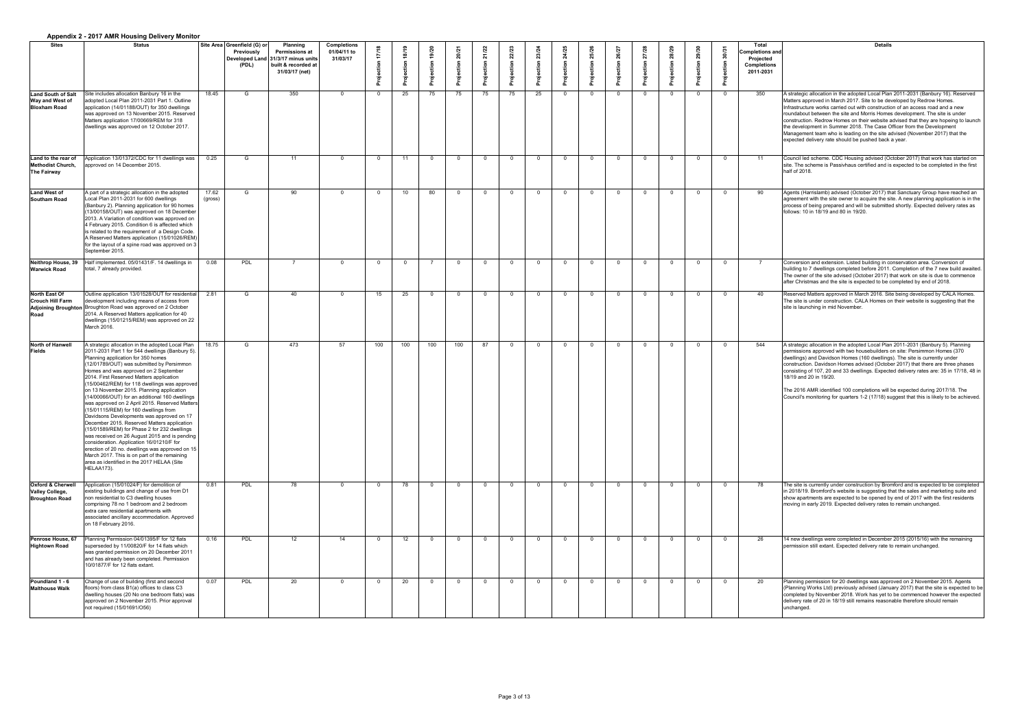## Appendix 2 - 2017 AMR Housing Delivery Monitor

| Sites | Status | Site Area | Greenfield (G) or Previously Developed Land (PDL) | Planning Permissions at 31/3/17 minus units built & recorded at 31/03/17 (net) | Completions 01/04/11 to 31/03/17 | Projection 17/18 | Projection 18/19 | Projection 19/20 | Projection 20/21 | Projection 21/22 | Projection 22/23 | Projection 23/24 | Projection 24/25 | Projection 25/26 | Projection 26/27 | Projection 27/28 | Projection 28/29 | Projection 29/30 | Projection 30/31 | Total Completions and Projected Completions 2011-2031 | Details |
|---|---|---|---|---|---|---|---|---|---|---|---|---|---|---|---|---|---|---|---|---|---|
| **Land South of Salt Way and West of Bloxham Road** | Site includes allocation Banbury 16 in the adopted Local Plan 2011-2031 Part 1. Outline application (14/01188/OUT) for 350 dwellings was approved on 13 November 2015. Reserved Matters application 17/00669/REM for 318 dwellings was approved on 12 October 2017. | 18.45 | G | 350 | 0 | 0 | 25 | 75 | 75 | 75 | 75 | 25 | 0 | 0 | 0 | 0 | 0 | 0 | 0 | 350 | A strategic allocation in the adopted Local Plan 2011-2031 (Banbury 16). Reserved Matters approved in March 2017. Site to be developed by Redrow Homes. Infrastructure works carried out with construction of an access road and a new roundabout between the site and Morris Homes development. The site is under construction. Redrow Homes on their website advised that they are hopeing to launch the development in Summer 2018. The Case Officer from the Development Management team who is leading on the site advised (November 2017) that the expected delivery rate should be pushed back a year. |
| **Land to the rear of Methodist Church, The Fairway** | Application 13/01372/CDC for 11 dwellings was approved on 14 December 2015. | 0.25 | G | 11 | 0 | 0 | 11 | 0 | 0 | 0 | 0 | 0 | 0 | 0 | 0 | 0 | 0 | 0 | 0 | 11 | Council led scheme. CDC Housing advised (October 2017) that work has started on site. The scheme is Passivhaus certified and is expected to be completed in the first half of 2018. |
| **Land West of Southam Road** | A part of a strategic allocation in the adopted Local Plan 2011-2031 for 600 dwellings (Banbury 2). Planning application for 90 homes (13/00158/OUT) was approved on 18 December 2013. A Variation of condition was approved on 4 February 2015. Condition 6 is affected which is related to the requirement of a Design Code. A Reserved Matters application (15/01026/REM) for the layout of a spine road was approved on 3 September 2015. | 17.62 (gross) | G | 90 | 0 | 0 | 10 | 80 | 0 | 0 | 0 | 0 | 0 | 0 | 0 | 0 | 0 | 0 | 0 | 90 | Agents (Harrislamb) advised (October 2017) that Sanctuary Group have reached an agreement with the site owner to acquire the site. A new planning application is in the process of being prepared and will be submitted shortly. Expected delivery rates as follows: 10 in 18/19 and 80 in 19/20. |
| **Neithrop House, 39 Warwick Road** | Half implemented. 05/01431/F. 14 dwellings in total, 7 already provided. | 0.08 | PDL | 7 | 0 | 0 | 0 | 7 | 0 | 0 | 0 | 0 | 0 | 0 | 0 | 0 | 0 | 0 | 0 | 7 | Conversion and extension. Listed building in conservation area. Conversion of building to 7 dwellings completed before 2011. Completion of the 7 new build awaited. The owner of the site advised (October 2017) that work on site is due to commence after Christmas and the site is expected to be completed by end of 2018. |
| **North East Of Crouch Hill Farm Adjoining Broughton Road** | Outline application 13/01528/OUT for residential development including means of access from Broughton Road was approved on 2 October 2014. A Reserved Matters application for 40 dwellings (15/01215/REM) was approved on 22 March 2016. | 2.81 | G | 40 | 0 | 15 | 25 | 0 | 0 | 0 | 0 | 0 | 0 | 0 | 0 | 0 | 0 | 0 | 0 | 40 | Reserved Matters approved in March 2016. Site being developed by CALA Homes. The site is under construction. CALA Homes on their website is suggesting that the site is launching in mid November. |
| **North of Hanwell Fields** | A strategic allocation in the adopted Local Plan 2011-2031 Part 1 for 544 dwellings (Banbury 5). Planning application for 350 homes (12/01789/OUT) was submitted by Persimmon Homes and was approved on 2 September 2014. First Reserved Matters application (15/00462/REM) for 118 dwellings was approved on 13 November 2015. Planning application (14/00066/OUT) for an additional 160 dwellings was approved on 2 April 2015. Reserved Matters (15/01115/REM) for 160 dwellings from Davidsons Developments was approved on 17 December 2015. Reserved Matters application (15/01589/REM) for Phase 2 for 232 dwellings was received on 26 August 2015 and is pending consideration. Application 16/01210/F for erection of 20 no. dwellings was approved on 15 March 2017. This is on part of the remaining area as identified in the 2017 HELAA (Site HELAA173). | 18.75 | G | 473 | 57 | 100 | 100 | 100 | 100 | 87 | 0 | 0 | 0 | 0 | 0 | 0 | 0 | 0 | 0 | 544 | A strategic allocation in the adopted Local Plan 2011-2031 (Banbury 5). Planning permissions approved with two housebuilders on site: Persimmon Homes (370 dwellings) and Davidson Homes (160 dwellings). The site is currently under construction. Davidson Homes advised (October 2017) that there are three phases consisting of 107, 20 and 33 dwellings. Expected delivery rates are: 35 in 17/18, 48 in 18/19 and 20 in 19/20.<br><br>The 2016 AMR identified 100 completions will be expected during 2017/18. The Council's monitoring for quarters 1-2 (17/18) suggest that this is likely to be achieved. |
| **Oxford & Cherwell Valley College, Broughton Road** | Application (15/01024/F) for demolition of existing buildings and change of use from D1 non residential to C3 dwelling houses comprising 78 no 1 bedroom and 2 bedroom extra care residential apartments with associated ancillary accommodation. Approved on 18 February 2016. | 0.81 | PDL | 78 | 0 | 0 | 78 | 0 | 0 | 0 | 0 | 0 | 0 | 0 | 0 | 0 | 0 | 0 | 0 | 78 | The site is currently under construction by Bromford and is expected to be completed in 2018/19. Bromford's website is suggesting that the sales and marketing suite and show apartments are expected to be opened by end of 2017 with the first residents moving in early 2019. Expected delivery rates to remain unchanged. |
| **Penrose House, 67 Hightown Road** | Planning Permission 04/01395/F for 12 flats superseded by 11/00820/F for 14 flats which was granted permission on 20 December 2011 and has already been completed. Permission 10/01877/F for 12 flats extant. | 0.16 | PDL | 12 | 14 | 0 | 12 | 0 | 0 | 0 | 0 | 0 | 0 | 0 | 0 | 0 | 0 | 0 | 0 | 26 | 14 new dwellings were completed in December 2015 (2015/16) with the remaining permission still extant. Expected delivery rate to remain unchanged. |
| **Poundland 1 - 6 Malthouse Walk** | Change of use of building (first and second floors) from class B1(a) offices to class C3 dwelling houses (20 No one bedroom flats) was approved on 2 November 2015. Prior approval not required (15/01691/O56) | 0.07 | PDL | 20 | 0 | 0 | 20 | 0 | 0 | 0 | 0 | 0 | 0 | 0 | 0 | 0 | 0 | 0 | 0 | 20 | Planning permission for 20 dwellings was approved on 2 November 2015. Agents (Planning Works Ltd) previously advised (January 2017) that the site is expected to be completed by November 2018. Work has yet to be commenced however the expected delivery rate of 20 in 18/19 still remains reasonable therefore should remain unchanged. |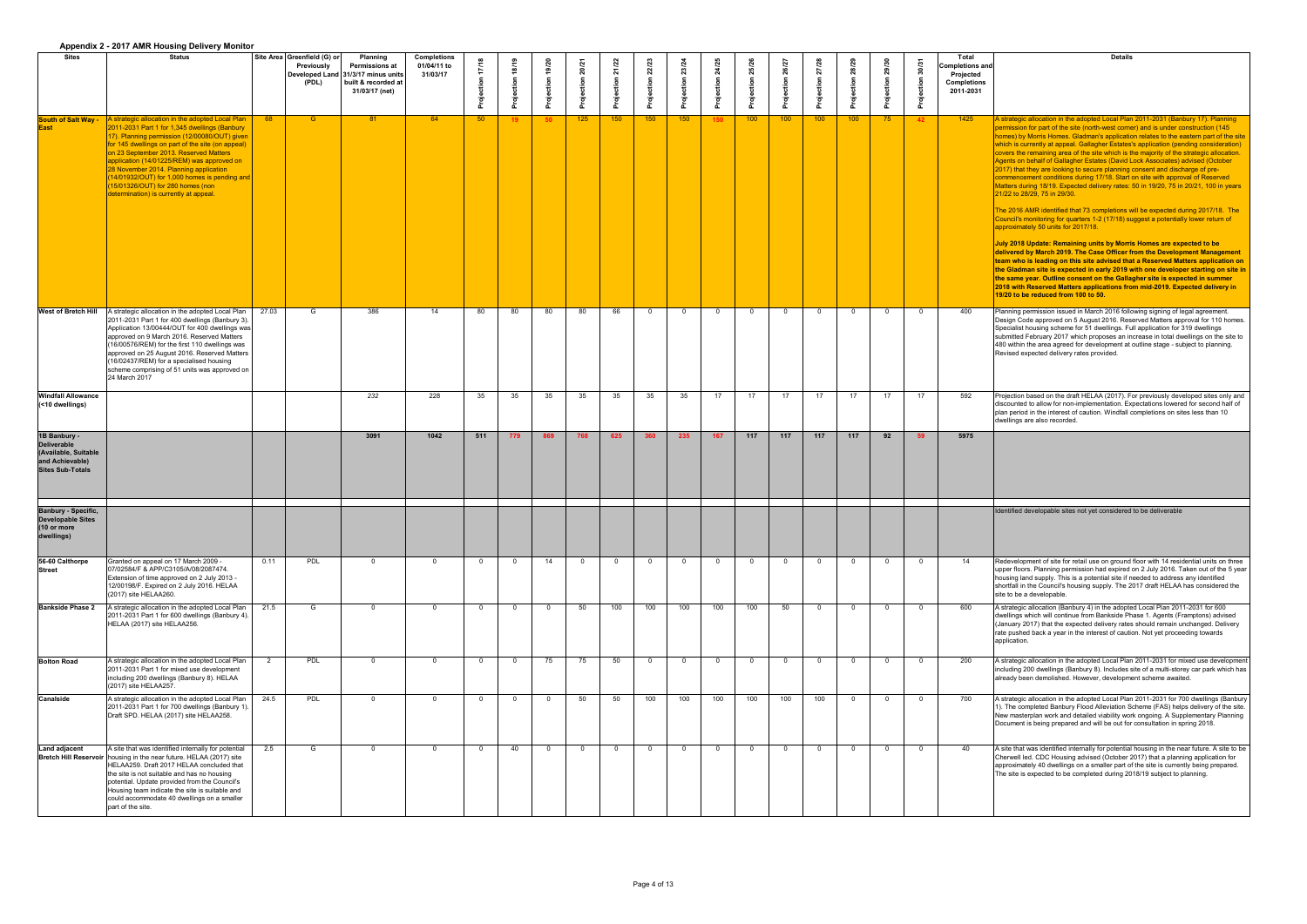## Appendix 2 - 2017 AMR Housing Delivery Monitor

| Sites | Status | Site Area | Greenfield (G) or Previously Developed Land (PDL) | Planning Permissions at 31/3/17 minus units built & recorded at 31/03/17 (net) | Completions 01/04/11 to 31/03/17 | Projection 17/18 | Projection 18/19 | Projection 19/20 | Projection 20/21 | Projection 21/22 | Projection 22/23 | Projection 23/24 | Projection 24/25 | Projection 25/26 | Projection 26/27 | Projection 27/28 | Projection 28/29 | Projection 29/30 | Projection 30/31 | Total Completions and Projected Completions 2011-2031 | Details |
|---|---|---|---|---|---|---|---|---|---|---|---|---|---|---|---|---|---|---|---|---|---|
| **South of Salt Way - East** | A strategic allocation in the adopted Local Plan 2011-2031 Part 1 for 1,345 dwellings (Banbury 17). Planning permission (12/00080/OUT) given for 145 dwellings on part of the site (on appeal) on 23 September 2013. Reserved Matters application (14/01225/REM) was approved on 28 November 2014. Planning application (14/01932/OUT) for 1,000 homes is pending and (15/01326/OUT) for 280 homes (non determination) is currently at appeal. | 68 | G | 81 | 64 | 50 | 19 | 50 | 125 | 150 | 150 | 150 | 150 | 100 | 100 | 100 | 100 | 75 | 42 | 1425 | A strategic allocation in the adopted Local Plan 2011-2031 (Banbury 17). Planning permission for part of the site (north-west corner) and is under construction (145 homes) by Morris Homes. Gladman's application relates to the eastern part of the site which is currently at appeal. Gallagher Estates's application (pending consideration) covers the remaining area of the site which is the majority of the strategic allocation. Agents on behalf of Gallagher Estates (David Lock Associates) advised (October 2017) that they are looking to secure planning consent and discharge of pre-commencement conditions during 17/18. Start on site with approval of Reserved Matters during 18/19. Expected delivery rates: 50 in 19/20, 75 in 20/21, 100 in years 21/22 to 28/29, 75 in 29/30.<br><br>The 2016 AMR identified that 73 completions will be expected during 2017/18. The Council's monitoring for quarters 1-2 (17/18) suggest a potentially lower return of approximately 50 units for 2017/18.<br><br>**July 2018 Update: Remaining units by Morris Homes are expected to be delivered by March 2019. The Case Officer from the Development Management team who is leading on this site advised that a Reserved Matters application on the Gladman site is expected in early 2019 with one developer starting on site in the same year. Outline consent on the Gallagher site is expected in summer 2018 with Reserved Matters applications from mid-2019. Expected delivery in 19/20 to be reduced from 100 to 50.** |
| **West of Bretch Hill** | A strategic allocation in the adopted Local Plan 2011-2031 Part 1 for 400 dwellings (Banbury 3). Application 13/00444/OUT for 400 dwellings was approved on 9 March 2016. Reserved Matters (16/00576/REM) for the first 110 dwellings was approved on 25 August 2016. Reserved Matters (16/02437/REM) for a specialised housing scheme comprising of 51 units was approved on 24 March 2017 | 27.03 | G | 386 | 14 | 80 | 80 | 80 | 80 | 66 | 0 | 0 | 0 | 0 | 0 | 0 | 0 | 0 | 0 | 400 | Planning permission issued in March 2016 following signing of legal agreement. Design Code approved on 5 August 2016. Reserved Matters approval for 110 homes. Specialist housing scheme for 51 dwellings. Full application for 319 dwellings submitted February 2017 which proposes an increase in total dwellings on the site to 480 within the area agreed for development at outline stage - subject to planning. Revised expected delivery rates provided. |
| **Windfall Allowance (<10 dwellings)** | | | | 232 | 228 | 35 | 35 | 35 | 35 | 35 | 35 | 35 | 17 | 17 | 17 | 17 | 17 | 17 | 17 | 592 | Projection based on the draft HELAA (2017). For previously developed sites only and discounted to allow for non-implementation. Expectations lowered for second half of plan period in the interest of caution. Windfall completions on sites less than 10 dwellings are also recorded. |
| **1B Banbury - Deliverable (Available, Suitable and Achievable) Sites Sub-Totals** | | | | 3091 | 1042 | 511 | 779 | 869 | 768 | 625 | 360 | 235 | 167 | 117 | 117 | 117 | 117 | 92 | 59 | 5975 | |
| **Banbury - Specific, Developable Sites (10 or more dwellings)** | | | | | | | | | | | | | | | | | | | | | Identified developable sites not yet considered to be deliverable |
| **56-60 Calthorpe Street** | Granted on appeal on 17 March 2009 - 07/02584/F & APP/C3105/A/08/2087474. Extension of time approved on 2 July 2013 - 12/00198/F. Expired on 2 July 2016. HELAA (2017) site HELAA260. | 0.11 | PDL | 0 | 0 | 0 | 0 | 14 | 0 | 0 | 0 | 0 | 0 | 0 | 0 | 0 | 0 | 0 | 0 | 14 | Redevelopment of site for retail use on ground floor with 14 residential units on three upper floors. Planning permission had expired on 2 July 2016. Taken out of the 5 year housing land supply. This is a potential site if needed to address any identified shortfall in the Council's housing supply. The 2017 draft HELAA has considered the site to be a developable. |
| **Bankside Phase 2** | A strategic allocation in the adopted Local Plan 2011-2031 Part 1 for 600 dwellings (Banbury 4). HELAA (2017) site HELAA256. | 21.5 | G | 0 | 0 | 0 | 0 | 0 | 50 | 100 | 100 | 100 | 100 | 100 | 50 | 0 | 0 | 0 | 0 | 600 | A strategic allocation (Banbury 4) in the adopted Local Plan 2011-2031 for 600 dwellings which will continue from Bankside Phase 1. Agents (Framptons) advised (January 2017) that the expected delivery rates should remain unchanged. Delivery rate pushed back a year in the interest of caution. Not yet proceeding towards application. |
| **Bolton Road** | A strategic allocation in the adopted Local Plan 2011-2031 Part 1 for mixed use development including 200 dwellings (Banbury 8). HELAA (2017) site HELAA257. | 2 | PDL | 0 | 0 | 0 | 0 | 75 | 75 | 50 | 0 | 0 | 0 | 0 | 0 | 0 | 0 | 0 | 0 | 200 | A strategic allocation in the adopted Local Plan 2011-2031 for mixed use development including 200 dwellings (Banbury 8). Includes site of a multi-storey car park which has already been demolished. However, development scheme awaited. |
| **Canalside** | A strategic allocation in the adopted Local Plan 2011-2031 Part 1 for 700 dwellings (Banbury 1). Draft SPD. HELAA (2017) site HELAA258. | 24.5 | PDL | 0 | 0 | 0 | 0 | 0 | 50 | 50 | 100 | 100 | 100 | 100 | 100 | 100 | 0 | 0 | 0 | 700 | A strategic allocation in the adopted Local Plan 2011-2031 for 700 dwellings (Banbury 1). The completed Banbury Flood Alleviation Scheme (FAS) helps delivery of the site. New masterplan work and detailed viability work ongoing. A Supplementary Planning Document is being prepared and will be out for consultation in spring 2018. |
| **Land adjacent Bretch Hill Reservoir** | A site that was identified internally for potential housing in the near future. HELAA (2017) site HELAA259. Draft 2017 HELAA concluded that the site is not suitable and has no housing potential. Update provided from the Council's Housing team indicate the site is suitable and could accommodate 40 dwellings on a smaller part of the site. | 2.5 | G | 0 | 0 | 0 | 40 | 0 | 0 | 0 | 0 | 0 | 0 | 0 | 0 | 0 | 0 | 0 | 0 | 40 | A site that was identified internally for potential housing in the near future. A site to be Cherwell led. CDC Housing advised (October 2017) that a planning application for approximately 40 dwellings on a smaller part of the site is currently being prepared. The site is expected to be completed during 2018/19 subject to planning. |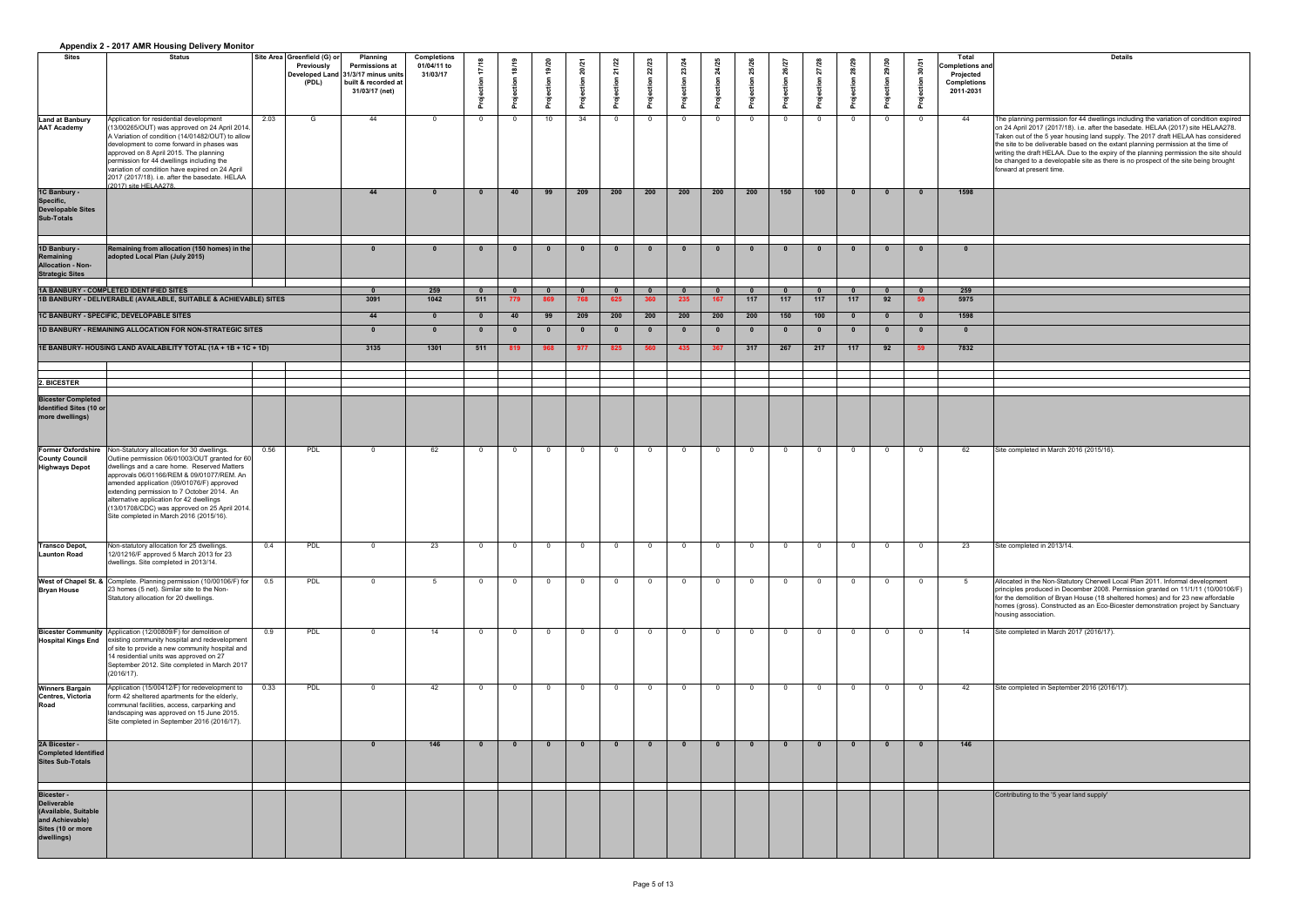## Appendix 2 - 2017 AMR Housing Delivery Monitor

| Sites | Status | Site Area | Greenfield (G) or Previously Developed Land (PDL) | Planning Permissions at 31/3/17 minus units built & recorded at 31/03/17 (net) | Completions 01/04/11 to 31/03/17 | Projection 17/18 | Projection 18/19 | Projection 19/20 | Projection 20/21 | Projection 21/22 | Projection 22/23 | Projection 23/24 | Projection 24/25 | Projection 25/26 | Projection 26/27 | Projection 27/28 | Projection 28/29 | Projection 29/30 | Projection 30/31 | Total Completions and Projected Completions 2011-2031 | Details |
|---|---|---|---|---|---|---|---|---|---|---|---|---|---|---|---|---|---|---|---|---|---|
| **Land at Banbury AAT Academy** | Application for residential development (13/00265/OUT) was approved on 24 April 2014. A Variation of condition (14/01482/OUT) to allow development to come forward in phases was approved on 8 April 2015. The planning permission for 44 dwellings including the variation of condition have expired on 24 April 2017 (2017/18). i.e. after the basedate. HELAA (2017) site HELAA278. | 2.03 | G | 44 | 0 | 0 | 0 | 10 | 34 | 0 | 0 | 0 | 0 | 0 | 0 | 0 | 0 | 0 | 0 | 44 | The planning permission for 44 dwellings including the variation of condition expired on 24 April 2017 (2017/18). i.e. after the basedate. HELAA (2017) site HELAA278. Taken out of the 5 year housing land supply. The 2017 draft HELAA has considered the site to be deliverable based on the extant planning permission at the time of writing the draft HELAA. Due to the expiry of the planning permission the site should be changed to a developable site as there is no prospect of the site being brought forward at present time. |
| **1C Banbury - Specific, Developable Sites Sub-Totals** | | | | 44 | 0 | 0 | 40 | 99 | 209 | 200 | 200 | 200 | 200 | 200 | 150 | 100 | 0 | 0 | 0 | 1598 | |
| **1D Banbury - Remaining Allocation - Non-Strategic Sites** | **Remaining from allocation (150 homes) in the adopted Local Plan (July 2015)** | | | 0 | 0 | 0 | 0 | 0 | 0 | 0 | 0 | 0 | 0 | 0 | 0 | 0 | 0 | 0 | 0 | 0 | |
| **1A BANBURY - COMPLETED IDENTIFIED SITES** | | | | 0 | 259 | 0 | 0 | 0 | 0 | 0 | 0 | 0 | 0 | 0 | 0 | 0 | 0 | 0 | 0 | 259 | |
| **1B BANBURY - DELIVERABLE (AVAILABLE, SUITABLE & ACHIEVABLE) SITES** | | | | 3091 | 1042 | 511 | 779 | 869 | 768 | 625 | 360 | 235 | 167 | 117 | 117 | 117 | 117 | 92 | 59 | 5975 | |
| **1C BANBURY - SPECIFIC, DEVELOPABLE SITES** | | | | 44 | 0 | 0 | 40 | 99 | 209 | 200 | 200 | 200 | 200 | 200 | 150 | 100 | 0 | 0 | 0 | 1598 | |
| **1D BANBURY - REMAINING ALLOCATION FOR NON-STRATEGIC SITES** | | | | 0 | 0 | 0 | 0 | 0 | 0 | 0 | 0 | 0 | 0 | 0 | 0 | 0 | 0 | 0 | 0 | 0 | |
| **1E BANBURY- HOUSING LAND AVAILABILITY TOTAL (1A + 1B + 1C + 1D)** | | | | 3135 | 1301 | 511 | 819 | 968 | 977 | 825 | 560 | 435 | 367 | 317 | 267 | 217 | 117 | 92 | 59 | 7832 | |
| **2. BICESTER** | | | | | | | | | | | | | | | | | | | | | |
| **Bicester Completed Identified Sites (10 or more dwellings)** | | | | | | | | | | | | | | | | | | | | | |
| **Former Oxfordshire County Council Highways Depot** | Non-Statutory allocation for 30 dwellings. Outline permission 06/01003/OUT granted for 60 dwellings and a care home. Reserved Matters approvals 06/01168/REM & 09/01077/REM. An amended application (09/01076/F) approved extending permission to 7 October 2014. An alternative application for 42 dwellings (13/01708/CDC) was approved on 25 April 2014. Site completed in March 2016 (2015/16). | 0.56 | PDL | 0 | 62 | 0 | 0 | 0 | 0 | 0 | 0 | 0 | 0 | 0 | 0 | 0 | 0 | 0 | 0 | 62 | Site completed in March 2016 (2015/16). |
| **Transco Depot, Launton Road** | Non-statutory allocation for 25 dwellings. 12/01216/F approved 5 March 2013 for 23 dwellings. Site completed in 2013/14. | 0.4 | PDL | 0 | 23 | 0 | 0 | 0 | 0 | 0 | 0 | 0 | 0 | 0 | 0 | 0 | 0 | 0 | 0 | 23 | Site completed in 2013/14. |
| **West of Chapel St. & Bryan House** | Complete. Planning permission (10/00106/F) for 23 homes (5 net). Similar site to the Non-Statutory allocation for 20 dwellings. | 0.5 | PDL | 0 | 5 | 0 | 0 | 0 | 0 | 0 | 0 | 0 | 0 | 0 | 0 | 0 | 0 | 0 | 0 | 5 | Allocated in the Non-Statutory Cherwell Local Plan 2011. Informal development principles produced in December 2008. Permission granted on 11/1/11 (10/00106/F) for the demolition of Bryan House (18 sheltered homes) and for 23 new affordable homes (gross). Constructed as an Eco-Bicester demonstration project by Sanctuary housing association. |
| **Bicester Community Hospital Kings End** | Application (12/00809/F) for demolition of existing community hospital and redevelopment of site to provide a new community hospital and 14 residential units was approved on 27 September 2012. Site completed in March 2017 (2016/17). | 0.9 | PDL | 0 | 14 | 0 | 0 | 0 | 0 | 0 | 0 | 0 | 0 | 0 | 0 | 0 | 0 | 0 | 0 | 14 | Site completed in March 2017 (2016/17). |
| **Winners Bargain Centres, Victoria Road** | Application (15/00412/F) for redevelopment to form 42 sheltered apartments for the elderly, communal facilities, access, carparking and landscaping was approved on 15 June 2015. Site completed in September 2016 (2016/17). | 0.33 | PDL | 0 | 42 | 0 | 0 | 0 | 0 | 0 | 0 | 0 | 0 | 0 | 0 | 0 | 0 | 0 | 0 | 42 | Site completed in September 2016 (2016/17). |
| **2A Bicester - Completed Identified Sites Sub-Totals** | | | | 0 | 146 | 0 | 0 | 0 | 0 | 0 | 0 | 0 | 0 | 0 | 0 | 0 | 0 | 0 | 0 | 146 | |
| **Bicester - Deliverable (Available, Suitable and Achievable) Sites (10 or more dwellings)** | | | | | | | | | | | | | | | | | | | | | Contributing to the '5 year land supply' |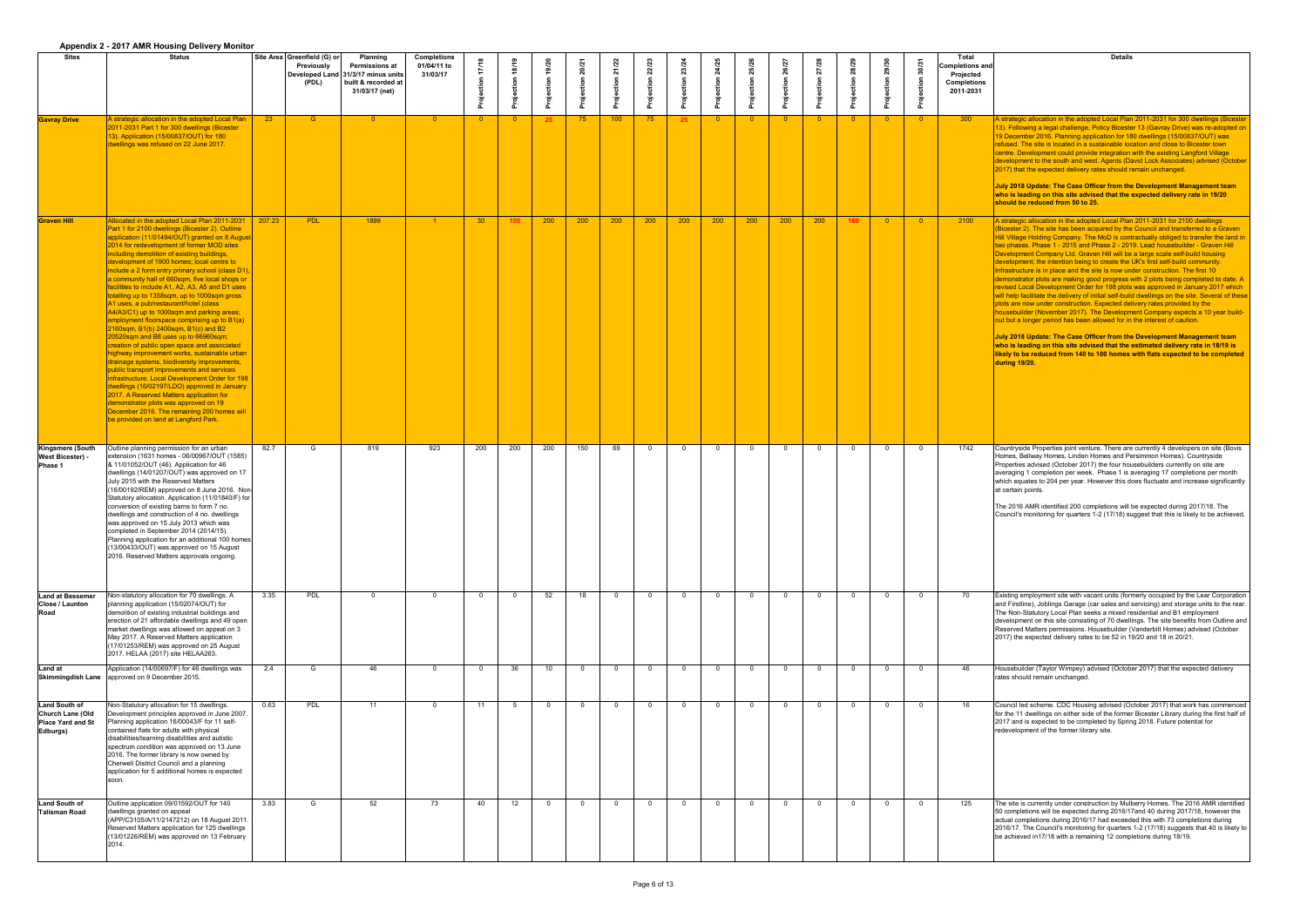## Appendix 2 - 2017 AMR Housing Delivery Monitor

| Sites | Status | Site Area | Greenfield (G) or Previously Developed Land (PDL) | Planning Permissions at 31/3/17 minus units built & recorded at 31/03/17 (net) | Completions 01/04/11 to 31/03/17 | Projection 17/18 | Projection 18/19 | Projection 19/20 | Projection 20/21 | Projection 21/22 | Projection 22/23 | Projection 23/24 | Projection 24/25 | Projection 25/26 | Projection 26/27 | Projection 27/28 | Projection 28/29 | Projection 29/30 | Projection 30/31 | Total Completions and Projected Completions 2011-2031 | Details |
|---|---|---|---|---|---|---|---|---|---|---|---|---|---|---|---|---|---|---|---|---|---|
| **Gavray Drive** | A strategic allocation in the adopted Local Plan 2011-2031 Part 1 for 300 dwellings (Bicester 13). Application (15/00837/OUT) for 180 dwellings was refused on 22 June 2017. | 23 | G | 0 | 0 | 0 | 0 | 25 | 75 | 100 | 75 | 25 | 0 | 0 | 0 | 0 | 0 | 0 | 0 | 300 | A strategic allocation in the adopted Local Plan 2011-2031 for 300 dwellings (Bicester 13). Following a legal challenge, Policy Bicester 13 (Gavray Drive) was re-adopted on 19 December 2016. Planning application for 180 dwellings (15/00837/OUT) was refused. The site is located in a sustainable location and close to Bicester town centre. Development could provide integration with the existing Langford Village development to the south and west. Agents (David Lock Associates) advised (October 2017) that the expected delivery rates should remain unchanged. **July 2018 Update: The Case Officer from the Development Management team who is leading on this site advised that the expected delivery rate in 19/20 should be reduced from 50 to 25.** |
| **Graven Hill** | Allocated in the adopted Local Plan 2011-2031 Part 1 for 2100 dwellings (Bicester 2). Outline application (11/01494/OUT) granted on 8 August 2014 for redevelopment of former MOD sites including demolition of existing buildings, development of 1900 homes; local centre to include a 2 form entry primary school (class D1), a community hall of 660sqm, five local shops or facilities to include A1, A2, A3, A5 and D1 uses totalling up to 1358sqm, up to 1000sqm gross A1 uses, a pub/restaurant/hotel (class A4/A3/C1) up to 1000sqm and parking areas; employment floorspace comprising up to B1(a) 2160sqm, B1(b) 2400sqm, B1(c) and B2 20520sqm and B8 uses up to 66960sqm; creation of public open space and associated highway improvement works, sustainable urban drainage systems, biodiversity improvements, public transport improvements and services infrastructure. Local Development Order for 198 dwellings (16/02197/LDO) approved in January 2017. A Reserved Matters application for demonstrator plots was approved on 19 December 2016. The remaining 200 homes will be provided on land at Langford Park. | 207.23 | PDL | 1899 | 1 | 30 | 100 | 200 | 200 | 200 | 200 | 200 | 200 | 200 | 200 | 200 | 169 | 0 | 0 | 2100 | A strategic allocation in the adopted Local Plan 2011-2031 for 2100 dwellings (Bicester 2). The site has been acquired by the Council and transferred to a Graven Hill Village Holding Company. The MoD is contractually obliged to transfer the land in two phases. Phase 1 - 2015 and Phase 2 - 2019. Lead housebuilder - Graven Hill Development Company Ltd. Graven Hill will be a large scale self-build housing development; the intention being to create the UK's first self-build community. Infrastructure is in place and the site is now under construction. The first 10 demonstrator plots are making good progress with 2 plots being completed to date. A revised Local Development Order for 198 plots was approved in January 2017 which will help facilitate the delivery of initial self-build dwellings on the site. Several of these plots are now under construction. Expected delivery rates provided by the housebuilder (November 2017). The Development Company expects a 10 year build-out but a longer period has been allowed for in the interest of caution. **July 2018 Update: The Case Officer from the Development Management team who is leading on this site advised that the estimated delivery rate in 18/19 is likely to be reduced from 140 to 100 homes with flats expected to be completed during 19/20.** |
| **Kingsmere (South West Bicester) - Phase 1** | Outline planning permission for an urban extension (1631 homes - 06/00967/OUT (1585) & 11/01052/OUT (46). Application for 46 dwellings (14/01207/OUT) was approved on 17 July 2015 with the Reserved Matters (16/00192/REM) approved on 8 June 2016. Non-Statutory allocation. Application (11/01840/F) for conversion of existing barns to form 7 no. dwellings and construction of 4 no. dwellings was approved on 15 July 2013 which was completed in September 2014 (2014/15). Planning application for an additional 100 homes (13/00433/OUT) was approved on 15 August 2016. Reserved Matters approvals ongoing. | 82.7 | G | 819 | 923 | 200 | 200 | 200 | 150 | 69 | 0 | 0 | 0 | 0 | 0 | 0 | 0 | 0 | 0 | 1742 | Countryside Properties joint venture. There are currently 4 developers on site (Bovis Homes, Bellway Homes, Linden Homes and Persimmon Homes). Countryside Properties advised (October 2017) the four housebuilders currently on site are averaging 1 completion per week. Phase 1 is averaging 17 completions per month which equates to 204 per year. However this does fluctuate and increase significantly at certain points. The 2016 AMR identified 200 completions will be expected during 2017/18. The Council's monitoring for quarters 1-2 (17/18) suggest that this is likely to be achieved. |
| **Land at Bessemer Close / Launton Road** | Non-statutory allocation for 70 dwellings. A planning application (15/02074/OUT) for demolition of existing industrial buildings and erection of 21 affordable dwellings and 49 open market dwellings was allowed on appeal on 3 May 2017. A Reserved Matters application (17/01253/REM) was approved on 25 August 2017. HELAA (2017) site HELAA263. | 3.35 | PDL | 0 | 0 | 0 | 0 | 52 | 18 | 0 | 0 | 0 | 0 | 0 | 0 | 0 | 0 | 0 | 0 | 70 | Existing employment site with vacant units (formerly occupied by the Lear Corporation and Firstline), Joblings Garage (car sales and servicing) and storage units to the rear. The Non-Statutory Local Plan seeks a mixed residential and B1 employment development on this site consisting of 70 dwellings. The site benefits from Outline and Reserved Matters permissions. Housebuilder (Vanderbilt Homes) advised (October 2017) the expected delivery rates to be 52 in 19/20 and 18 in 20/21. |
| **Land at Skimmingdish Lane** | Application (14/00697/F) for 46 dwellings was approved on 9 December 2015. | 2.4 | G | 46 | 0 | 0 | 36 | 10 | 0 | 0 | 0 | 0 | 0 | 0 | 0 | 0 | 0 | 0 | 0 | 46 | Housebuilder (Taylor Wimpey) advised (October 2017) that the expected delivery rates should remain unchanged. |
| **Land South of Church Lane (Old Place Yard and St Edburgs)** | Non-Statutory allocation for 15 dwellings. Development principles approved in June 2007. Planning application 16/00043/F for 11 self-contained flats for adults with physical disabilities/learning disabilities and autistic spectrum condition was approved on 13 June 2016. The former library is now owned by Cherwell District Council and a planning application for 5 additional homes is expected soon. | 0.63 | PDL | 11 | 0 | 11 | 5 | 0 | 0 | 0 | 0 | 0 | 0 | 0 | 0 | 0 | 0 | 0 | 0 | 16 | Council led scheme. CDC Housing advised (October 2017) that work has commenced for the 11 dwellings on either side of the former Bicester Library during the first half of 2017 and is expected to be completed by Spring 2018. Future potential for redevelopment of the former library site. |
| **Land South of Talisman Road** | Outline application 09/01592/OUT for 140 dwellings granted on appeal (APP/C3105/A/11/2147212) on 18 August 2011. Reserved Matters application for 125 dwellings (13/01226/REM) was approved on 13 February 2014. | 3.83 | G | 52 | 73 | 40 | 12 | 0 | 0 | 0 | 0 | 0 | 0 | 0 | 0 | 0 | 0 | 0 | 0 | 125 | The site is currently under construction by Mulberry Homes. The 2016 AMR identified 50 completions will be expected during 2016/17and 40 during 2017/18, however the actual completions during 2016/17 had exceeded this with 73 completions during 2016/17. The Council's monitoring for quarters 1-2 (17/18) suggests that 40 is likely to be achieved in17/18 with a remaining 12 completions during 18/19. |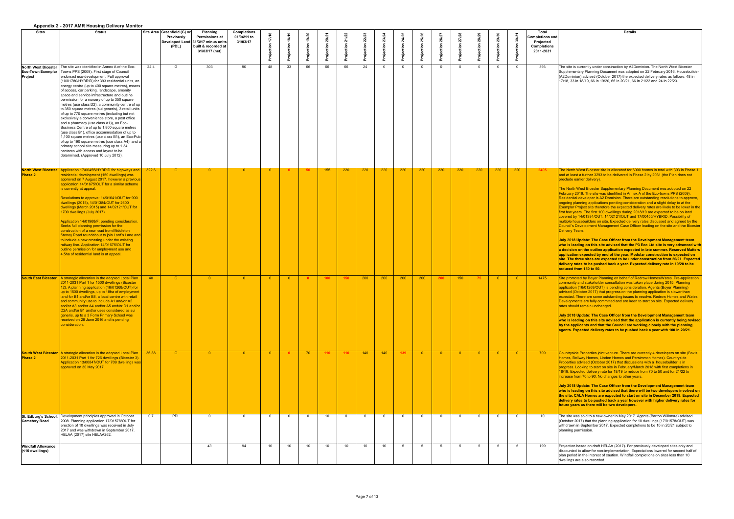## Appendix 2 - 2017 AMR Housing Delivery Monitor

| Sites | Status | Site Area | Greenfield (G) or Previously Developed Land (PDL) | Planning Permissions at 31/3/17 minus units built & recorded at 31/03/17 (net) | Completions 01/04/11 to 31/03/17 | Projection 17/18 | Projection 18/19 | Projection 19/20 | Projection 20/21 | Projection 21/22 | Projection 22/23 | Projection 23/24 | Projection 24/25 | Projection 25/26 | Projection 26/27 | Projection 27/28 | Projection 28/29 | Projection 29/30 | Projection 30/31 | Total Completions and Projected Completions 2011-2031 | Details |
|---|---|---|---|---|---|---|---|---|---|---|---|---|---|---|---|---|---|---|---|---|---|
| North West Bicester Eco-Town Exemplar Project | The site was identified in Annex A of the Eco-Towns PPS (2009). First stage of Council endorsed eco-development. Full approval (10/01780/HYBRID) for 393 residential units, an energy centre (up to 400 square metres), means of access, car parking, landscape, amenity space and service infrastructure and outline permission for a nursery of up to 350 square metres (use class D2), a community centre of up to 350 square metres (sui generis), 3 retail units of up to 770 square metres (including but not exclusively a convenience store, a post office and a pharmacy (use class A1)), an Eco-Business Centre of up to 1,800 square metres (use class B1), office accommodation of up to 1,100 square metres (use class B1), an Eco-Pub of up to 190 square metres (use class A4), and a primary school site measuring up to 1.34 hectares with access and layout to be determined. (Approved 10 July 2012). | 22.4 | G | 303 | 90 | 48 | 33 | 66 | 66 | 66 | 24 | 0 | 0 | 0 | 0 | 0 | 0 | 0 | 0 | 393 | The site is currently under construction by A2Dominion. The North West Bicester Supplementary Planning Document was adopted on 22 February 2016. Housebuilder (A2Dominion) advised (October 2017) the expected delivery rates as follows: 48 in 17/18, 33 in 18/19, 66 in 19/20, 66 in 20/21, 66 in 21/22 and 24 in 22/23. |
| North West Bicester Phase 2 | Application 17/00455/HYBRID for highways and residential development (150 dwellings) was approved on 7 August 2017, however a previous application 14/01675/OUT for a similar scheme is currently at appeal.<br><br>Resolutions to approve: 14/01641/OUT for 900 dwellings (2015), 14/01384/OUT for 2600 dwellings (March 2015) and 14/02121/OUT for 1700 dwellings (July 2017).<br><br>Application 14/01968/F: pending consideration. Seeks full planning permission for the construction of a new road from Middleton Stoney Road roundabout to join Lord's Lane and to include a new crossing under the existing railway line. Application 14/01675/OUT for outline permission for employment use and 4.5ha of residential land is at appeal. | 322.6 | G | 0 | 0 | 0 | 0 | 50 | 155 | 220 | 220 | 220 | 220 | 220 | 220 | 220 | 220 | 220 | 220 | 2405 | The North West Bicester site is allocated for 6000 homes in total with 393 in Phase 1 and at least a further 3293 to be delivered in Phase 2 by 2031 (the Plan does not preclude earlier delivery).<br><br>The North West Bicester Supplementary Planning Document was adopted on 22 February 2016. The site was identified in Annex A of the Eco-towns PPS (2009). Residential developer is A2 Dominion. There are outstanding resolutions to approve, ongoing planning applications pending consideration and a slight delay to at the Exemplar Project site therefore the expected delivery rates are likely to be lower in the first few years. The first 100 dwellings during 2018/19 are expected to be on land covered by 14/01384/OUT, 14/02121/OUT and 17/00455/HYBRID. Possibility of multiple housebuilders on site. Expected delivery rates discussed and agreed by the Council's Development Management Case Officer leading on the site and the Bicester Delivery Team.<br><br>**July 2018 Update: The Case Officer from the Development Management team who is leading on this site advised that the P3 Eco Ltd site is very advanced with a decision on the outline application expected in late summer. Reserved Matters application expected by end of the year. Modular construction is expected on site. The three sites are expected to be under construction from 20/21. Expected delivery rates to be pushed back a year. Expected delivery rate in 19/20 to be reduced from 150 to 50.** |
| South East Bicester | A strategic allocation in the adopted Local Plan 2011-2031 Part 1 for 1500 dwellings (Bicester 12). A planning application (16/01268/OUT) for up to 1500 dwellings, up to 18ha of employment land for B1 and/or B8, a local centre with retail and community use to include A1 and/or A2 and/or A3 and/or A4 and/or A5 and/or D1 and/or D2A and/or B1 and/or uses considered as sui generis, up to a 3 Form Primary School was received on 28 June 2016 and is pending consideration. | 40 | G | 0 | 0 | 0 | 0 | 0 | 100 | 150 | 200 | 200 | 200 | 200 | 200 | 150 | 75 | 0 | 0 | 1475 | Site promoted by Boyer Planning on behalf of Redrow Homes/Wates. Pre-application community and stakeholder consultation was taken place during 2015. Planning application (16/01268/OUT) is pending consideration. Agents (Boyer Planning) advised (October 2017) that progress on the planning application is slower than expected. There are some outstanding issues to resolve. Redrow Homes and Wates Developments are fully committed and are keen to start on site. Expected delivery rates should remain unchanged.<br><br>**July 2018 Update: The Case Officer from the Development Management team who is leading on this site advised that the application is currently being revised by the applicants and that the Council are working closely with the planning agents. Expected delivery rates to be pushed back a year with 100 in 20/21.** |
| South West Bicester Phase 2 | A strategic allocation in the adopted Local Plan 2011-2031 Part 1 for 726 dwellings (Bicester 3). Application 13/00847/OUT for 709 dwellings was approved on 30 May 2017. | 36.88 | G | 0 | 0 | 0 | 0 | 70 | 110 | 110 | 140 | 140 | 139 | 0 | 0 | 0 | 0 | 0 | 0 | 709 | Countryside Properties joint venture. There are currently 4 developers on site (Bovis Homes, Bellway Homes, Linden Homes and Persimmon Homes). Countryside Properties advised (October 2017) that discussions with a housebuilder is in progress. Looking to start on site in February/March 2018 with first completions in 18/19. Expected delivery rate for 18/19 to reduce from 70 to 50 and for 21/22 to increase from 70 to 90. No changes to other years.<br><br>**July 2018 Update: The Case Officer from the Development Management team who is leading on this site advised that there will be two developers involved on the site. CALA Homes are expected to start on site in December 2018. Expected delivery rates to be pushed back a year however with higher delivery rates for future years as there will be two developers.** |
| St. Edburg's School, Cemetery Road | Development principles approved in October 2008. Planning application 17/01578/OUT for erection of 10 dwellings was received in July 2017 and was withdrawn in September 2017. HELAA (2017) site HELAA262. | 0.7 | PDL | 0 | 0 | 0 | 0 | 0 | 10 | 0 | 0 | 0 | 0 | 0 | 0 | 0 | 0 | 0 | 0 | 10 | The site was sold to a new owner in May 2017. Agents (Barton Willmore) advised (October 2017) that the planning application for 10 dwellings (17/01578/OUT) was withdrawn in September 2017. Expected completions to be 10 in 20/21 subject to planning permission. |
| Windfall Allowance (<10 dwellings) | | | | 43 | 94 | 10 | 10 | 10 | 10 | 10 | 10 | 10 | 5 | 5 | 5 | 5 | 5 | 5 | 5 | 199 | Projection based on draft HELAA (2017). For previously developed sites only and discounted to allow for non-implementation. Expectations lowered for second half of plan period in the interest of caution. Windfall completions on sites less than 10 dwellings are also recorded. |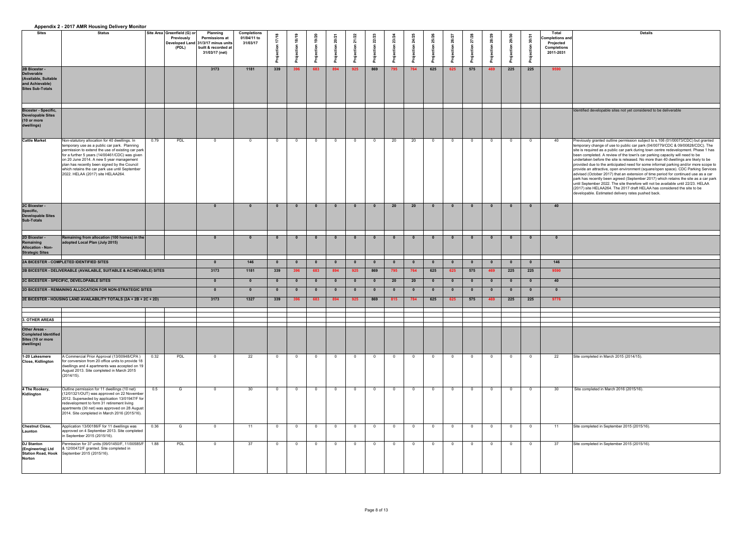## Appendix 2 - 2017 AMR Housing Delivery Monitor

| Sites | Status | Site Area | Greenfield (G) or Previously Developed Land (PDL) | Planning Permissions at 31/3/17 minus units built & recorded at 31/03/17 (net) | Completions 01/04/11 to 31/03/17 | Projection 17/18 | Projection 18/19 | Projection 19/20 | Projection 20/21 | Projection 21/22 | Projection 22/23 | Projection 23/24 | Projection 24/25 | Projection 25/26 | Projection 26/27 | Projection 27/28 | Projection 28/29 | Projection 29/30 | Projection 30/31 | Total Completions and Projected Completions 2011-2031 | Details |
|---|---|---|---|---|---|---|---|---|---|---|---|---|---|---|---|---|---|---|---|---|---|
| **2B Bicester - Deliverable (Available, Suitable and Achievable) Sites Sub-Totals** | | | | **3173** | **1181** | **339** | **396** | **683** | **894** | **925** | **869** | **795** | **764** | **625** | **625** | **575** | **469** | **225** | **225** | **9590** | |
| **Bicester - Specific, Developable Sites (10 or more dwellings)** | | | | | | | | | | | | | | | | | | | | | Identified developable sites not yet considered to be deliverable |
| **Cattle Market** | Non-statutory allocation for 40 dwellings. In temporary use as a public car park. Planning permission to extend the use of existing car park for a further 5 years (14/00461/CDC) was given on 20 June 2014. A new 5 year management plan has recently been signed by the Council which retains the car park use until September 2022. HELAA (2017) site HELAA264. | 0.79 | PDL | 0 | 0 | 0 | 0 | 0 | 0 | 0 | 0 | 20 | 20 | 0 | 0 | 0 | 0 | 0 | 0 | 40 | Previously granted outline permission subject to s.106 (01/00073/CDC) but granted temporary change of use to public car park (04/00779/CDC & 09/00828/CDC). The site is required as a public car park during town centre redevelopment. Phase 1 has been completed. A review of the town's car parking capacity will need to be undertaken before the site is released. No more than 40 dwellings are likely to be provided due to the anticipated need for some informal parking and/or more scope to provide an attractive, open environment (square/open space). CDC Parking Services advised (October 2017) that an extension of time period for continued use as a car park has recently been agreed (September 2017) which retains the site as a car park until September 2022. The site therefore will not be available until 22/23. HELAA (2017) site HELAA264. The 2017 draft HELAA has considered the site to be developable. Estimated delivery rates pushed back. |
| **2C Bicester - Specific, Developable Sites Sub-Totals** | | | | **0** | **0** | **0** | **0** | **0** | **0** | **0** | **0** | **20** | **20** | **0** | **0** | **0** | **0** | **0** | **0** | **40** | |
| **2D Bicester - Remaining Allocation - Non-Strategic Sites** | **Remaining from allocation (100 homes) in the adopted Local Plan (July 2015)** | | | **0** | **0** | **0** | **0** | **0** | **0** | **0** | **0** | **0** | **0** | **0** | **0** | **0** | **0** | **0** | **0** | **0** | |
| **2A BICESTER - COMPLETED IDENTIFIED SITES** | | | | **0** | **146** | **0** | **0** | **0** | **0** | **0** | **0** | **0** | **0** | **0** | **0** | **0** | **0** | **0** | **0** | **146** | |
| **2B BICESTER - DELIVERABLE (AVAILABLE, SUITABLE & ACHIEVABLE) SITES** | | | | **3173** | **1181** | **339** | **396** | **683** | **894** | **925** | **869** | **795** | **764** | **625** | **625** | **575** | **469** | **225** | **225** | **9590** | |
| **2C BICESTER - SPECIFIC, DEVELOPABLE SITES** | | | | **0** | **0** | **0** | **0** | **0** | **0** | **0** | **0** | **20** | **20** | **0** | **0** | **0** | **0** | **0** | **0** | **40** | |
| **2D BICESTER - REMAINING ALLOCATION FOR NON-STRATEGIC SITES** | | | | **0** | **0** | **0** | **0** | **0** | **0** | **0** | **0** | **0** | **0** | **0** | **0** | **0** | **0** | **0** | **0** | **0** | |
| **2E BICESTER - HOUSING LAND AVAILABILITY TOTALS (2A + 2B + 2C + 2D)** | | | | **3173** | **1327** | **339** | **396** | **683** | **894** | **925** | **869** | **815** | **784** | **625** | **625** | **575** | **469** | **225** | **225** | **9776** | |
| **3. OTHER AREAS** | | | | | | | | | | | | | | | | | | | | | |
| **Other Areas - Completed Identified Sites (10 or more dwellings)** | | | | | | | | | | | | | | | | | | | | | |
| **1-20 Lakesmere Close, Kidlington** | A Commercial Prior Approval (13/00948/CPA) for conversion from 20 office units to provide 18 dwellings and 4 apartments was accepted on 19 August 2013. Site completed in March 2015 (2014/15). | 0.32 | PDL | 0 | 22 | 0 | 0 | 0 | 0 | 0 | 0 | 0 | 0 | 0 | 0 | 0 | 0 | 0 | 0 | 22 | Site completed in March 2015 (2014/15). |
| **4 The Rookery, Kidlington** | Outline permission for 11 dwellings (10 net) (12/01321/OUT) was approved on 22 November 2012. Superseded by application 13/01947/F for redevelopment to form 31 retirement living apartments (30 net) was approved on 28 August 2014. Site completed in March 2016 (2015/16). | 0.5 | G | 0 | 30 | 0 | 0 | 0 | 0 | 0 | 0 | 0 | 0 | 0 | 0 | 0 | 0 | 0 | 0 | 30 | Site completed in March 2016 (2015/16). |
| **Chestnut Close, Launton** | Application 13/00186/F for 11 dwellings was approved on 4 September 2013. Site completed in September 2015 (2015/16). | 0.36 | G | 0 | 11 | 0 | 0 | 0 | 0 | 0 | 0 | 0 | 0 | 0 | 0 | 0 | 0 | 0 | 0 | 11 | Site completed in September 2015 (2015/16). |
| **DJ Stanton (Engineering) Ltd Station Road, Hook Norton** | Permission for 37 units (09/01450/F, 11/00585/F & 12/00472/F granted. Site completed in September 2015 (2015/16). | 1.88 | PDL | 0 | 37 | 0 | 0 | 0 | 0 | 0 | 0 | 0 | 0 | 0 | 0 | 0 | 0 | 0 | 0 | 37 | Site completed in September 2015 (2015/16). |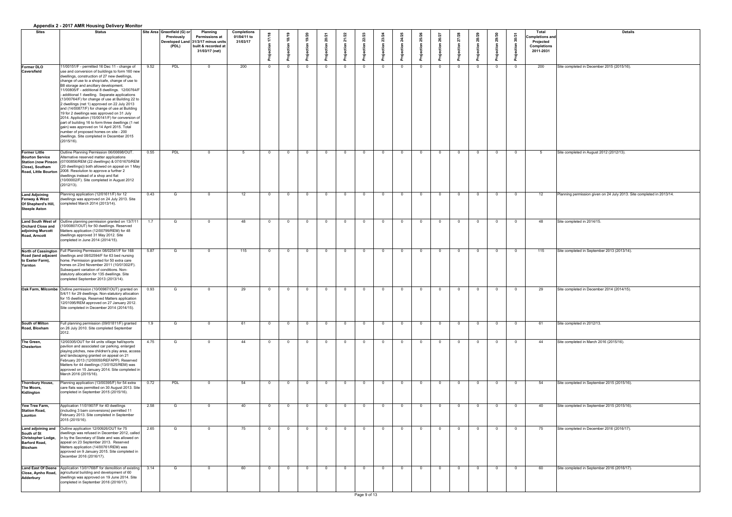## Appendix 2 - 2017 AMR Housing Delivery Monitor

| Sites | Status | Site Area | Greenfield (G) or Previously Developed Land (PDL) | Planning Permissions at 31/3/17 minus units built & recorded at 31/03/17 (net) | Completions 01/04/11 to 31/03/17 | Projection 17/18 | Projection 18/19 | Projection 19/20 | Projection 20/21 | Projection 21/22 | Projection 22/23 | Projection 23/24 | Projection 24/25 | Projection 25/26 | Projection 26/27 | Projection 27/28 | Projection 28/29 | Projection 29/30 | Projection 30/31 | Total Completions and Projected Completions 2011-2031 | Details |
|---|---|---|---|---|---|---|---|---|---|---|---|---|---|---|---|---|---|---|---|---|---|
| **Former DLO Caversfield** | 11/00151/F - permitted 16 Dec 11 - change of use and conversion of buildings to form 160 new dwellings, construction of 27 new dwellings, change of use to a shop/cafe, change of use to B8 storage and ancillary development. 11/00805/F - additional 8 dwellings. 12/00764/F - additional 1 dwelling. Separate applications (13/00764/F) for change of use at Building 22 to 2 dwellings (net 1) approved on 22 July 2013 and (14/00877/F) for change of use at Building 19 for 2 dwellings was approved on 31 July 2014. Application (15/00141/F) for conversion of part of building 16 to form three dwellings (1 net gain) was approved on 14 April 2015. Total number of proposed homes on site - 200 dwellings. Site completed in December 2015 (2015/16). | 9.52 | PDL | 0 | 200 | 0 | 0 | 0 | 0 | 0 | 0 | 0 | 0 | 0 | 0 | 0 | 0 | 0 | 0 | 200 | Site completed in December 2015 (2015/16). |
| **Former Little Bourton Service Station (now Pinson Close), Southam Road, Little Bourton** | Outline Planning Permission 06/00698/OUT. Alternative reserved matter applications (07/00856/REM (22 dwellings) & 07/01670/REM (20 dwellings)) both allowed on appeal on 1 May 2008. Resolution to approve a further 2 dwellings instead of a shop and flat (10/00002/F). Site completed in August 2012 (2012/13). | 0.55 | PDL | 0 | 5 | 0 | 0 | 0 | 0 | 0 | 0 | 0 | 0 | 0 | 0 | 0 | 0 | 0 | 0 | 5 | Site completed in August 2012 (2012/13). |
| **Land Adjoining Fenway & West Of Shepherd's Hill, Steeple Aston** | Planning application (12/01611/F) for 12 dwellings was approved on 24 July 2013. Site completed March 2014 (2013/14). | 0.43 | G | 0 | 12 | 0 | 0 | 0 | 0 | 0 | 0 | 0 | 0 | 0 | 0 | 0 | 0 | 0 | 0 | 12 | Planning permission given on 24 July 2013. Site completed in 2013/14. |
| **Land South West of Orchard Close and adjoining Murcott Road, Arncott** | Outline planning permission granted on 13/7/11 (10/00807/OUT) for 50 dwellings. Reserved Matters application (12/00799/REM) for 48 dwellings approved 31 May 2012. Site completed in June 2014 (2014/15). | 1.7 | G | 0 | 48 | 0 | 0 | 0 | 0 | 0 | 0 | 0 | 0 | 0 | 0 | 0 | 0 | 0 | 0 | 48 | Site completed in 2014/15. |
| **North of Cassington Road (land adjacent to Exeter Farm), Yarnton** | Full Planning Permission 08/02541/F for 168 dwellings and 08/02594/F for 63 bed nursing home. Permission granted for 50 extra care homes on 23rd November 2011 (10/01302/F). Subsequent variation of conditions. Non-statutory allocation for 135 dwellings. Site completed September 2013 (2013/14). | 5.87 | G | 0 | 115 | 0 | 0 | 0 | 0 | 0 | 0 | 0 | 0 | 0 | 0 | 0 | 0 | 0 | 0 | 115 | Site completed in September 2013 (2013/14). |
| **Oak Farm, Milcombe** | Outline permission (10/00967/OUT) granted on 5/4/11 for 29 dwellings. Non-statutory allocation for 15 dwellings. Reserved Matters application 12/01095/REM approved on 27 January 2012. Site completed in December 2014 (2014/15). | 0.93 | G | 0 | 29 | 0 | 0 | 0 | 0 | 0 | 0 | 0 | 0 | 0 | 0 | 0 | 0 | 0 | 0 | 29 | Site completed in December 2014 (2014/15). |
| **South of Milton Road, Bloxham** | Full planning permission (09/01811/F) granted on 26 July 2010. Site completed September 2012. | 1.9 | G | 0 | 61 | 0 | 0 | 0 | 0 | 0 | 0 | 0 | 0 | 0 | 0 | 0 | 0 | 0 | 0 | 61 | Site completed in 2012/13. |
| **The Green, Chesterton** | 12/00305/OUT for 44 units village hall/sports pavilion and associated car parking, enlarged playing pitches, new children's play area, access and landscaping granted on appeal on 21 February 2013 (12/00050/REFAPP). Reserved Matters for 44 dwellings (13/01525/REM) was approved on 15 January 2014. Site completed in March 2016 (2015/16). | 4.75 | G | 0 | 44 | 0 | 0 | 0 | 0 | 0 | 0 | 0 | 0 | 0 | 0 | 0 | 0 | 0 | 0 | 44 | Site completed in March 2016 (2015/16). |
| **Thornbury House, The Moors, Kidlington** | Planning application (13/00395/F) for 54 extra care flats was permitted on 30 August 2013. Site completed in September 2015 (2015/16). | 0.72 | PDL | 0 | 54 | 0 | 0 | 0 | 0 | 0 | 0 | 0 | 0 | 0 | 0 | 0 | 0 | 0 | 0 | 54 | Site completed in September 2015 (2015/16). |
| **Yew Tree Farm, Station Road, Launton** | Application 11/01907/F for 40 dwellings (including 3 barn conversions) permitted 11 February 2013. Site completed in September 2015 (2015/16). | 2.58 | G | 0 | 40 | 0 | 0 | 0 | 0 | 0 | 0 | 0 | 0 | 0 | 0 | 0 | 0 | 0 | 0 | 40 | Site completed in September 2015 (2015/16). |
| **Land adjoining and South of St Christopher Lodge, Barford Road, Bloxham** | Outline application 12/00926/OUT for 75 dwellings was refused in December 2012, called in by the Secretary of State and was allowed on appeal on 23 September 2013. Reserved Matters application (14/00761/REM) was approved on 9 January 2015. Site completed in December 2016 (2016/17). | 2.65 | G | 0 | 75 | 0 | 0 | 0 | 0 | 0 | 0 | 0 | 0 | 0 | 0 | 0 | 0 | 0 | 0 | 75 | Site completed in December 2016 (2016/17). |
| **Land East Of Deene Close, Aynho Road, Adderbury** | Application 13/01768/F for demolition of existing agricultural building and development of 60 dwellings was approved on 19 June 2014. Site completed in September 2016 (2016/17). | 3.14 | G | 0 | 60 | 0 | 0 | 0 | 0 | 0 | 0 | 0 | 0 | 0 | 0 | 0 | 0 | 0 | 0 | 60 | Site completed in September 2016 (2016/17). |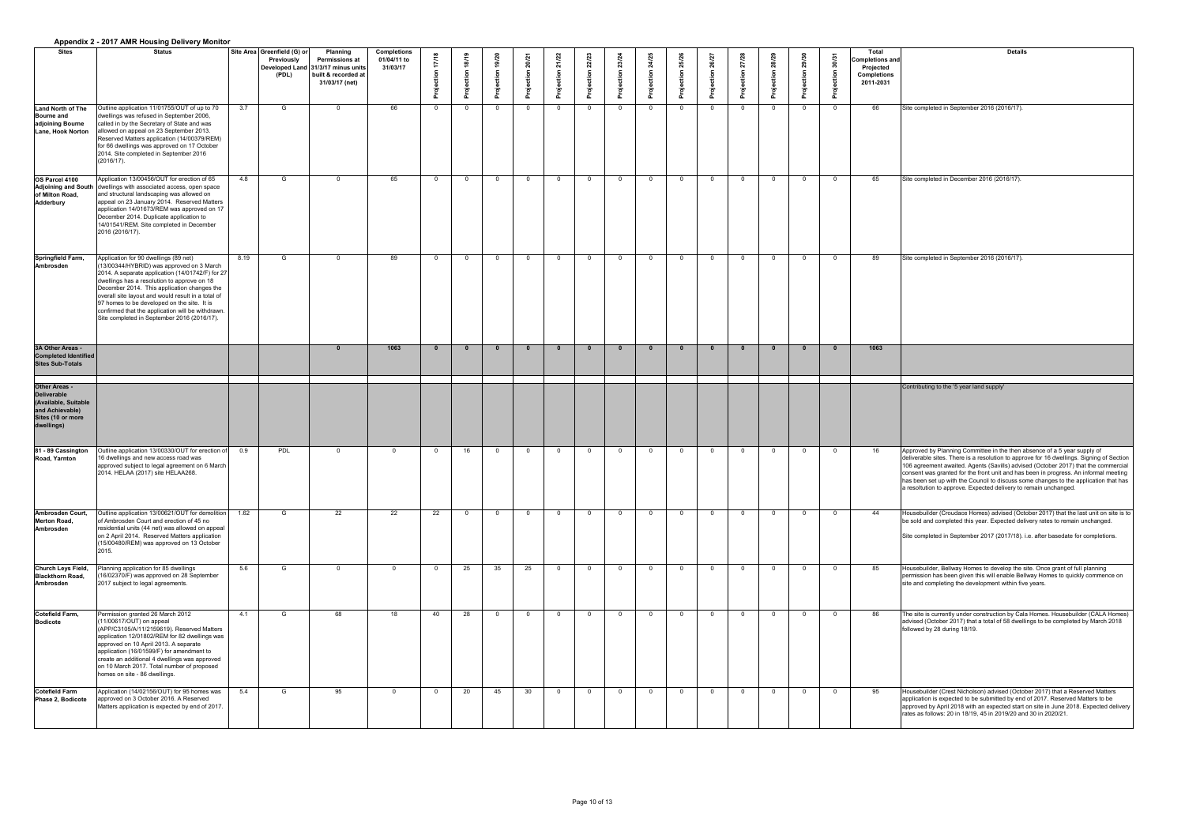## Appendix 2 - 2017 AMR Housing Delivery Monitor

| Sites | Status | Site Area | Greenfield (G) or Previously Developed Land (PDL) | Planning Permissions at 31/3/17 minus units built & recorded at 31/03/17 (net) | Completions 01/04/11 to 31/03/17 | Projection 17/18 | Projection 18/19 | Projection 19/20 | Projection 20/21 | Projection 21/22 | Projection 22/23 | Projection 23/24 | Projection 24/25 | Projection 25/26 | Projection 26/27 | Projection 27/28 | Projection 28/29 | Projection 29/30 | Projection 30/31 | Total Completions and Projected Completions 2011-2031 | Details |
|---|---|---|---|---|---|---|---|---|---|---|---|---|---|---|---|---|---|---|---|---|---|
| Land North of The Bourne and adjoining Bourne Lane, Hook Norton | Outline application 11/01755/OUT of up to 70 dwellings was refused in September 2006, called in by the Secretary of State and was allowed on appeal on 23 September 2013. Reserved Matters application (14/00379/REM) for 66 dwellings was approved on 17 October 2014. Site completed in September 2016 (2016/17). | 3.7 | G | 0 | 66 | 0 | 0 | 0 | 0 | 0 | 0 | 0 | 0 | 0 | 0 | 0 | 0 | 0 | 0 | 66 | Site completed in September 2016 (2016/17). |
| OS Parcel 4100 Adjoining and South of Milton Road, Adderbury | Application 13/00456/OUT for erection of 65 dwellings with associated access, open space and structural landscaping was allowed on appeal on 23 January 2014. Reserved Matters application 14/01673/REM was approved on 17 December 2014. Duplicate application to 14/01541/REM. Site completed in December 2016 (2016/17). | 4.8 | G | 0 | 65 | 0 | 0 | 0 | 0 | 0 | 0 | 0 | 0 | 0 | 0 | 0 | 0 | 0 | 0 | 65 | Site completed in December 2016 (2016/17). |
| Springfield Farm, Ambrosden | Application for 90 dwellings (89 net) (13/00344/HYBRID) was approved on 3 March 2014. A separate application (14/01742/F) for 27 dwellings has a resolution to approve on 18 December 2014. This application changes the overall site layout and would result in a total of 97 homes to be developed on the site. It is confirmed that the application will be withdrawn. Site completed in September 2016 (2016/17). | 8.19 | G | 0 | 89 | 0 | 0 | 0 | 0 | 0 | 0 | 0 | 0 | 0 | 0 | 0 | 0 | 0 | 0 | 89 | Site completed in September 2016 (2016/17). |
| **3A Other Areas - Completed Identified Sites Sub-Totals** | | | | **0** | **1063** | **0** | **0** | **0** | **0** | **0** | **0** | **0** | **0** | **0** | **0** | **0** | **0** | **0** | **0** | **1063** | |
| **Other Areas - Deliverable (Available, Suitable and Achievable) Sites (10 or more dwellings)** | | | | | | | | | | | | | | | | | | | | | Contributing to the '5 year land supply' |
| 81 - 89 Cassington Road, Yarnton | Outline application 13/00330/OUT for erection of 16 dwellings and new access road was approved subject to legal agreement on 6 March 2014. HELAA (2017) site HELAA268. | 0.9 | PDL | 0 | 0 | 0 | 16 | 0 | 0 | 0 | 0 | 0 | 0 | 0 | 0 | 0 | 0 | 0 | 0 | 16 | Approved by Planning Committee in the then absence of a 5 year supply of deliverable sites. There is a resolution to approve for 16 dwellings. Signing of Section 106 agreement awaited. Agents (Savills) advised (October 2017) that the commercial consent was granted for the front unit and has been in progress. An informal meeting has been set up with the Council to discuss some changes to the application that has a resoltution to approve. Expected delivery to remain unchanged. |
| Ambrosden Court, Merton Road, Ambrosden | Outline application 13/00621/OUT for demolition of Ambrosden Court and erection of 45 no residential units (44 net) was allowed on appeal on 2 April 2014. Reserved Matters application (15/00480/REM) was approved on 13 October 2015. | 1.62 | G | 22 | 22 | 22 | 0 | 0 | 0 | 0 | 0 | 0 | 0 | 0 | 0 | 0 | 0 | 0 | 0 | 44 | Housebuilder (Croudace Homes) advised (October 2017) that the last unit on site is to be sold and completed this year. Expected delivery rates to remain unchanged.<br><br>Site completed in September 2017 (2017/18). i.e. after basedate for completions. |
| Church Leys Field, Blackthorn Road, Ambrosden | Planning application for 85 dwellings (16/02370/F) was approved on 28 September 2017 subject to legal agreements. | 5.6 | G | 0 | 0 | 0 | 25 | 35 | 25 | 0 | 0 | 0 | 0 | 0 | 0 | 0 | 0 | 0 | 0 | 85 | Housebuilder, Bellway Homes to develop the site. Once grant of full planning permission has been given this will enable Bellway Homes to quickly commence on site and completing the development within five years. |
| Cotefield Farm, Bodicote | Permission granted 26 March 2012 (11/00617/OUT) on appeal (APP/C3105/A/11/2159619). Reserved Matters application 12/01802/REM for 82 dwellings was approved on 10 April 2013. A separate application (16/01599/F) for amendment to create an additional 4 dwellings was approved on 10 March 2017. Total number of proposed homes on site - 86 dwellings. | 4.1 | G | 68 | 18 | 40 | 28 | 0 | 0 | 0 | 0 | 0 | 0 | 0 | 0 | 0 | 0 | 0 | 0 | 86 | The site is currently under construction by Cala Homes. Housebuilder (CALA Homes) advised (October 2017) that a total of 58 dwellings to be completed by March 2018 followed by 28 during 18/19. |
| Cotefield Farm Phase 2, Bodicote | Application (14/02156/OUT) for 95 homes was approved on 3 October 2016. A Reserved Matters application is expected by end of 2017. | 5.4 | G | 95 | 0 | 0 | 20 | 45 | 30 | 0 | 0 | 0 | 0 | 0 | 0 | 0 | 0 | 0 | 0 | 95 | Housebuilder (Crest Nicholson) advised (October 2017) that a Reserved Matters application is expected to be submitted by end of 2017. Reserved Matters to be approved by April 2018 with an expected start on site in June 2018. Expected delivery rates as follows: 20 in 18/19, 45 in 2019/20 and 30 in 2020/21. |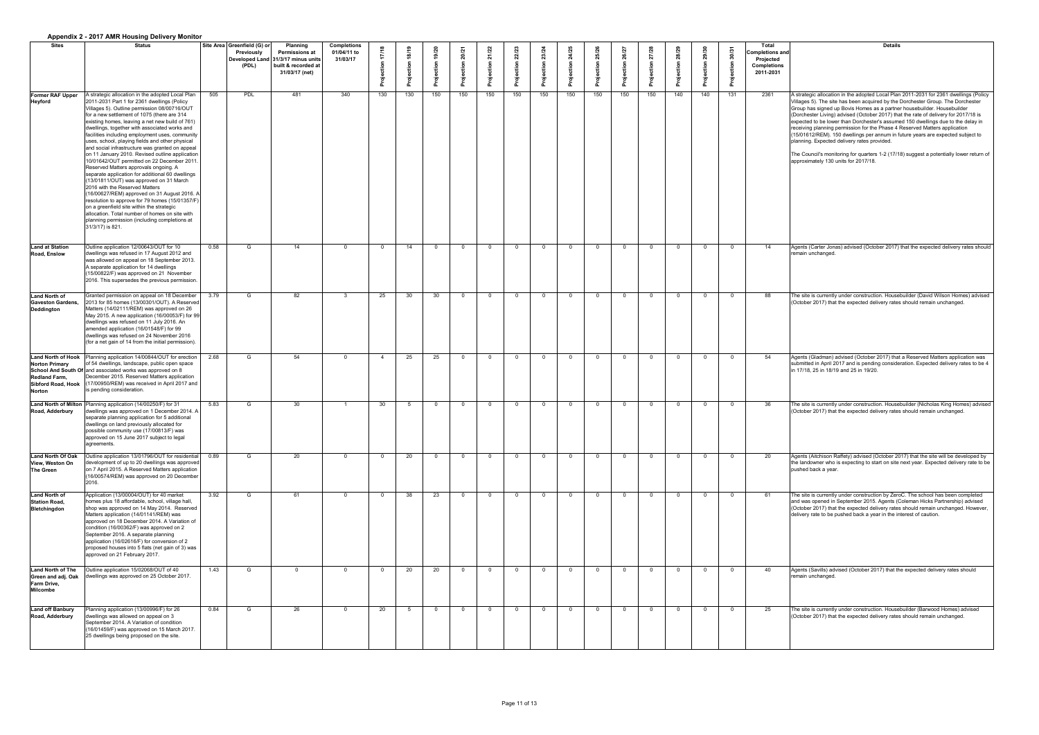## Appendix 2 - 2017 AMR Housing Delivery Monitor

| Sites | Status | Site Area | Greenfield (G) or Previously Developed Land (PDL) | Planning Permissions at 31/3/17 minus units built & recorded at 31/03/17 (net) | Completions 01/04/11 to 31/03/17 | Projection 17/18 | Projection 18/19 | Projection 19/20 | Projection 20/21 | Projection 21/22 | Projection 22/23 | Projection 23/24 | Projection 24/25 | Projection 25/26 | Projection 26/27 | Projection 27/28 | Projection 28/29 | Projection 29/30 | Projection 30/31 | Total Completions and Projected Completions 2011-2031 | Details |
|---|---|---|---|---|---|---|---|---|---|---|---|---|---|---|---|---|---|---|---|---|---|
| **Former RAF Upper Heyford** | A strategic allocation in the adopted Local Plan 2011-2031 Part 1 for 2361 dwellings (Policy Villages 5). Outline permission 08/00716/OUT for a new settlement of 1075 (there are 314 existing homes, leaving a net new build of 761) dwellings, together with associated works and facilities including employment uses, community uses, school, playing fields and other physical and social infrastructure was granted on appeal on 11 January 2010. Revised outline application 10/01642/OUT permitted on 22 December 2011. Reserved Matters approvals ongoing. A separate application for additional 60 dwellings (13/01811/OUT) was approved on 31 March 2016 with the Reserved Matters (16/00627/REM) approved on 31 August 2016. A resolution to approve for 79 homes (15/01357/F) on a greenfield site within the strategic allocation. Total number of homes on site with planning permission (including completions at 31/3/17) is 821. | 505 | PDL | 481 | 340 | 130 | 130 | 150 | 150 | 150 | 150 | 150 | 150 | 150 | 150 | 150 | 140 | 140 | 131 | 2361 | A strategic allocation in the adopted Local Plan 2011-2031 for 2361 dwellings (Policy Villages 5). The site has been acquired by the Dorchester Group. The Dorchester Group has signed up Bovis Homes as a partner housebuilder. Housebuilder (Dorchester Living) advised (October 2017) that the rate of delivery for 2017/18 is expected to be lower than Dorchester's assumed 150 dwellings due to the delay in receiving planning permission for the Phase 4 Reserved Matters application (15/01612/REM). 150 dwellings per annum in future years are expected subject to planning. Expected delivery rates provided.<br><br>The Council's monitoring for quarters 1-2 (17/18) suggest a potentially lower return of approximately 130 units for 2017/18. |
| **Land at Station Road, Enslow** | Outline application 12/00643/OUT for 10 dwellings was refused in 17 August 2012 and was allowed on appeal on 18 September 2013. A separate application for 14 dwellings (15/00822/F) was approved on 21 November 2016. This supersedes the previous permission. | 0.58 | G | 14 | 0 | 0 | 14 | 0 | 0 | 0 | 0 | 0 | 0 | 0 | 0 | 0 | 0 | 0 | 0 | 14 | Agents (Carter Jonas) advised (October 2017) that the expected delivery rates should remain unchanged. |
| **Land North of Gaveston Gardens, Deddington** | Granted permission on appeal on 18 December 2013 for 85 homes (13/00301/OUT). A Reserved Matters (14/02111/REM) was approved on 26 May 2015. A new application (16/00053/F) for 99 dwellings was refused on 11 July 2016. An amended application (16/01548/F) for 99 dwellings was refused on 24 November 2016 (for a net gain of 14 from the initial permission). | 3.79 | G | 82 | 3 | 25 | 30 | 30 | 0 | 0 | 0 | 0 | 0 | 0 | 0 | 0 | 0 | 0 | 0 | 88 | The site is currently under construction. Housebuilder (David Wilson Homes) advised (October 2017) that the expected delivery rates should remain unchanged. |
| **Land North of Hook Norton Primary School And South Of Redland Farm, Sibford Road, Hook Norton** | Planning application 14/00844/OUT for erection of 54 dwellings, landscape, public open space and associated works was approved on 8 December 2015. Reserved Matters application (17/00950/REM) was received in April 2017 and is pending consideration. | 2.68 | G | 54 | 0 | 4 | 25 | 25 | 0 | 0 | 0 | 0 | 0 | 0 | 0 | 0 | 0 | 0 | 0 | 54 | Agents (Gladman) advised (October 2017) that a Reserved Matters application was submitted in April 2017 and is pending consideration. Expected delivery rates to be 4 in 17/18, 25 in 18/19 and 25 in 19/20. |
| **Land North of Milton Road, Adderbury** | Planning application (14/00250/F) for 31 dwellings was approved on 1 December 2014. A separate planning application for 5 additional dwellings on land previously allocated for possible community use (17/00813/F) was approved on 15 June 2017 subject to legal agreements. | 5.83 | G | 30 | 1 | 30 | 5 | 0 | 0 | 0 | 0 | 0 | 0 | 0 | 0 | 0 | 0 | 0 | 0 | 36 | The site is currently under construction. Housebuilder (Nicholas King Homes) advised (October 2017) that the expected delivery rates should remain unchanged. |
| **Land North Of Oak View, Weston On The Green** | Outline application 13/01796/OUT for residential development of up to 20 dwellings was approved on 7 April 2015. A Reserved Matters application (16/00574/REM) was approved on 20 December 2016. | 0.89 | G | 20 | 0 | 0 | 20 | 0 | 0 | 0 | 0 | 0 | 0 | 0 | 0 | 0 | 0 | 0 | 0 | 20 | Agents (Aitchison Raffety) advised (October 2017) that the site will be developed by the landowner who is expecting to start on site next year. Expected delivery rate to be pushed back a year. |
| **Land North of Station Road, Bletchingdon** | Application (13/00004/OUT) for 40 market homes plus 18 affordable, school, village hall, shop was approved on 14 May 2014. Reserved Matters application (14/01141/REM) was approved on 18 December 2014. A Variation of condition (16/00362/F) was approved on 2 September 2016. A separate planning application (16/02616/F) for conversion of 2 proposed houses into 5 flats (net gain of 3) was approved on 21 February 2017. | 3.92 | G | 61 | 0 | 0 | 38 | 23 | 0 | 0 | 0 | 0 | 0 | 0 | 0 | 0 | 0 | 0 | 0 | 61 | The site is currently under construction by ZeroC. The school has been completed and was opened in September 2015. Agents (Coleman Hicks Partnership) advised (October 2017) that the expected delivery rates should remain unchanged. However, delivery rate to be pushed back a year in the interest of caution. |
| **Land North of The Green and adj. Oak Farm Drive, Milcombe** | Outline application 15/02068/OUT of 40 dwellings was approved on 25 October 2017. | 1.43 | G | 0 | 0 | 0 | 20 | 20 | 0 | 0 | 0 | 0 | 0 | 0 | 0 | 0 | 0 | 0 | 0 | 40 | Agents (Savills) advised (October 2017) that the expected delivery rates should remain unchanged. |
| **Land off Banbury Road, Adderbury** | Planning application (13/00996/F) for 26 dwellings was allowed on appeal on 3 September 2014. A Variation of condition (16/01459/F) was approved on 15 March 2017. 25 dwellings being proposed on the site. | 0.84 | G | 26 | 0 | 20 | 5 | 0 | 0 | 0 | 0 | 0 | 0 | 0 | 0 | 0 | 0 | 0 | 0 | 25 | The site is currently under construction. Housebuilder (Barwood Homes) advised (October 2017) that the expected delivery rates should remain unchanged. |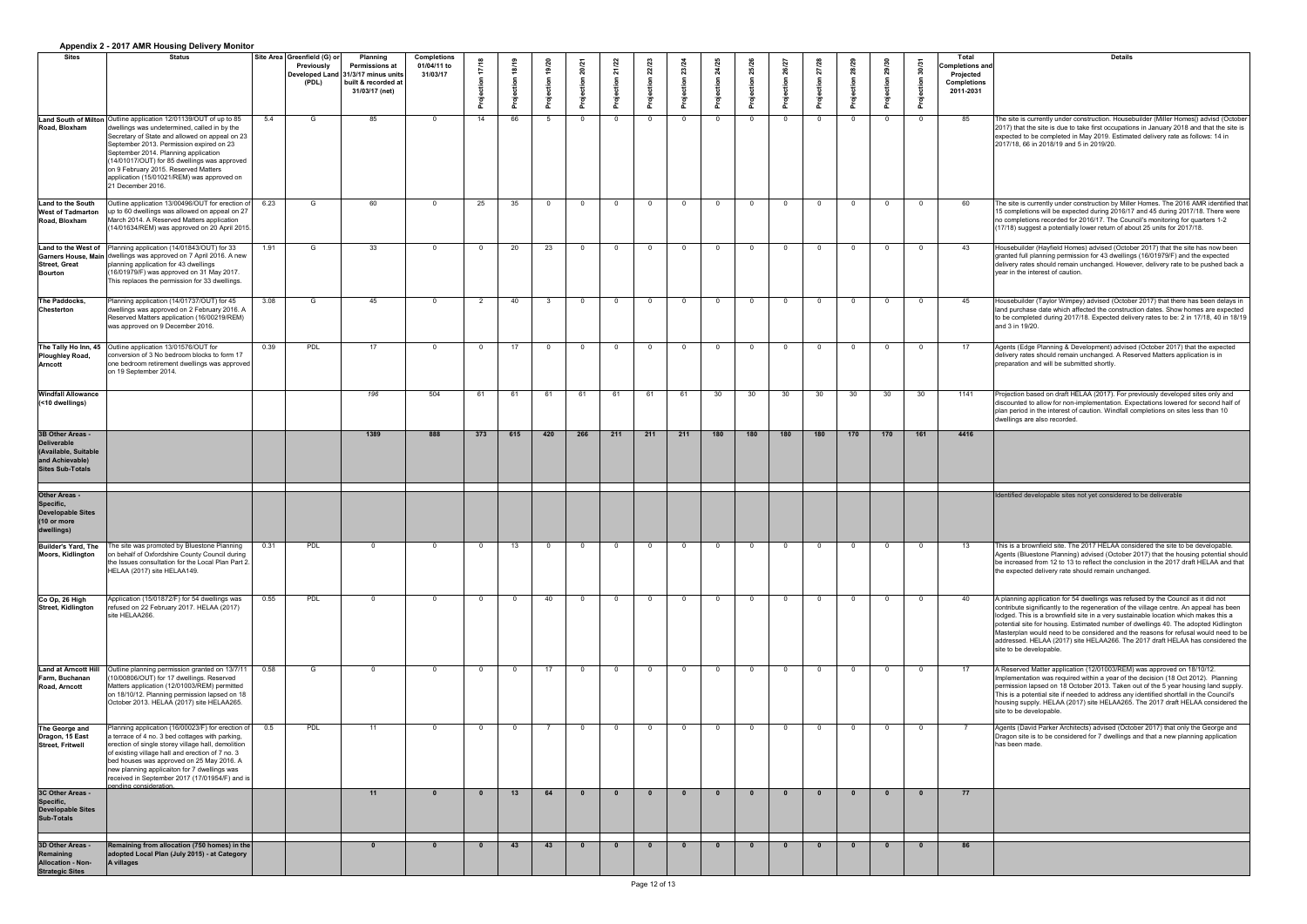# Appendix 2 - 2017 AMR Housing Delivery Monitor

| Sites | Status | Site Area | Greenfield (G) or Previously Developed Land (PDL) | Planning Permissions at 31/3/17 minus units built & recorded at 31/03/17 (net) | Completions 01/04/11 to 31/03/17 | Projection 17/18 | Projection 18/19 | Projection 19/20 | Projection 20/21 | Projection 21/22 | Projection 22/23 | Projection 23/24 | Projection 24/25 | Projection 25/26 | Projection 26/27 | Projection 27/28 | Projection 28/29 | Projection 29/30 | Projection 30/31 | Total Completions and Projected Completions 2011-2031 | Details |
|---|---|---|---|---|---|---|---|---|---|---|---|---|---|---|---|---|---|---|---|---|---|
| **Land South of Milton Road, Bloxham** | Outline application 12/01139/OUT of up to 85 dwellings was undetermined, called in by the Secretary of State and allowed on appeal on 23 September 2013. Permission expired on 23 September 2014. Planning application (14/01017/OUT) for 85 dwellings was approved on 9 February 2015. Reserved Matters application (15/01021/REM) was approved on 21 December 2016. | 5.4 | G | 85 | 0 | 14 | 66 | 5 | 0 | 0 | 0 | 0 | 0 | 0 | 0 | 0 | 0 | 0 | 0 | 85 | The site is currently under construction. Housebuilder (Miller Homes]) advisd (October 2017) that the site is due to take first occupations in January 2018 and that the site is expected to be completed in May 2019. Estimated delivery rate as follows: 14 in 2017/18, 66 in 2018/19 and 5 in 2019/20. |
| **Land to the South West of Tadmarton Road, Bloxham** | Outline application 13/00496/OUT for erection of up to 60 dwellings was allowed on appeal on 27 March 2014. A Reserved Matters application (14/01634/REM) was approved on 20 April 2015. | 6.23 | G | 60 | 0 | 25 | 35 | 0 | 0 | 0 | 0 | 0 | 0 | 0 | 0 | 0 | 0 | 0 | 0 | 60 | The site is currently under construction by Miller Homes. The 2016 AMR identified that 15 completions will be expected during 2016/17 and 45 during 2017/18. There were no completions recorded for 2016/17. The Council's monitoring for quarters 1-2 (17/18) suggest a potentially lower return of about 25 units for 2017/18. |
| **Land to the West of Garners House, Main Street, Great Bourton** | Planning application (14/01843/OUT) for 33 dwellings was approved on 7 April 2016. A new planning application for 43 dwellings (16/01979/F) was approved on 31 May 2017. This replaces the permission for 33 dwellings. | 1.91 | G | 33 | 0 | 0 | 20 | 23 | 0 | 0 | 0 | 0 | 0 | 0 | 0 | 0 | 0 | 0 | 0 | 43 | Housebuilder (Hayfield Homes) advised (October 2017) that the site has now been granted full planning permission for 43 dwellings (16/01979/F) and the expected delivery rates should remain unchanged. However, delivery rate to be pushed back a year in the interest of caution. |
| **The Paddocks, Chesterton** | Planning application (14/01737/OUT) for 45 dwellings was approved on 2 February 2016. A Reserved Matters application (16/00219/REM) was approved on 9 December 2016. | 3.08 | G | 45 | 0 | 2 | 40 | 3 | 0 | 0 | 0 | 0 | 0 | 0 | 0 | 0 | 0 | 0 | 0 | 45 | Housebuilder (Taylor Wimpey) advised (October 2017) that there has been delays in land purchase date which affected the construction dates. Show homes are expected to be completed during 2017/18. Expected delivery rates to be: 2 in 17/18, 40 in 18/19 and 3 in 19/20. |
| **The Tally Ho Inn, 45 Ploughley Road, Arncott** | Outline application 13/01576/OUT for conversion of 3 No bedroom blocks to form 17 one bedroom retirement dwellings was approved on 19 September 2014. | 0.39 | PDL | 17 | 0 | 0 | 17 | 0 | 0 | 0 | 0 | 0 | 0 | 0 | 0 | 0 | 0 | 0 | 0 | 17 | Agents (Edge Planning & Development) advised (October 2017) that the expected delivery rates should remain unchanged. A Reserved Matters application is in preparation and will be submitted shortly. |
| **Windfall Allowance (<10 dwellings)** | | | | *196* | 504 | 61 | 61 | 61 | 61 | 61 | 61 | 61 | 30 | 30 | 30 | 30 | 30 | 30 | 30 | 1141 | Projection based on draft HELAA (2017). For previously developed sites only and discounted to allow for non-implementation. Expectations lowered for second half of plan period in the interest of caution. Windfall completions on sites less than 10 dwellings are also recorded. |
| **3B Other Areas - Deliverable (Available, Suitable and Achievable) Sites Sub-Totals** | | | | **1389** | **888** | **373** | **615** | **420** | **266** | **211** | **211** | **211** | **180** | **180** | **180** | **180** | **170** | **170** | **161** | **4416** | |
| **Other Areas - Specific, Developable Sites (10 or more dwellings)** | | | | | | | | | | | | | | | | | | | | | Identified developable sites not yet considered to be deliverable |
| **Builder's Yard, The Moors, Kidlington** | The site was promoted by Bluestone Planning on behalf of Oxfordshire County Council during the Issues consultation for the Local Plan Part 2. HELAA (2017) site HELAA149. | 0.31 | PDL | 0 | 0 | 0 | 13 | 0 | 0 | 0 | 0 | 0 | 0 | 0 | 0 | 0 | 0 | 0 | 0 | 13 | This is a brownfield site. The 2017 HELAA considered the site to be developable. Agents (Bluestone Planning) advised (October 2017) that the housing potential should be increased from 12 to 13 to reflect the conclusion in the 2017 draft HELAA and that the expected delivery rate should remain unchanged. |
| **Co Op, 26 High Street, Kidlington** | Application (15/01872/F) for 54 dwellings was refused on 22 February 2017. HELAA (2017) site HELAA266. | 0.55 | PDL | 0 | 0 | 0 | 0 | 40 | 0 | 0 | 0 | 0 | 0 | 0 | 0 | 0 | 0 | 0 | 0 | 40 | A planning application for 54 dwellings was refused by the Council as it did not contribute significantly to the regeneration of the village centre. An appeal has been lodged. This is a brownfield site in a very sustainable location which makes this a potential site for housing. Estimated number of dwellings 40. The adopted Kidlington Masterplan would need to be considered and the reasons for refusal would need to be addressed. HELAA (2017) site HELAA266. The 2017 draft HELAA has considered the site to be developable. |
| **Land at Arncott Hill Farm, Buchanan Road, Arncott** | Outline planning permission granted on 13/7/11 (10/00806/OUT) for 17 dwellings. Reserved Matters application (12/01003/REM) permitted on 18/10/12. Planning permission lapsed on 18 October 2013. HELAA (2017) site HELAA265. | 0.58 | G | 0 | 0 | 0 | 0 | 17 | 0 | 0 | 0 | 0 | 0 | 0 | 0 | 0 | 0 | 0 | 0 | 17 | A Reserved Matter application (12/01003/REM) was approved on 18/10/12. Implementation was required within a year of the decision (18 Oct 2012). Planning permission lapsed on 18 October 2013. Taken out of the 5 year housing land supply. This is a potential site if needed to address any identified shortfall in the Council's housing supply. HELAA (2017) site HELAA265. The 2017 draft HELAA considered the site to be developable. |
| **The George and Dragon, 15 East Street, Fritwell** | Planning application (16/00023/F) for erection of a terrace of 4 no. 3 bed cottages with parking, erection of single storey village hall, demolition of existing village hall and erection of 7 no. 3 bed houses was approved on 25 May 2016. A new planning applicaiton for 7 dwellings was received in September 2017 (17/01954/F) and is pending consideration. | 0.5 | PDL | 11 | 0 | 0 | 0 | 7 | 0 | 0 | 0 | 0 | 0 | 0 | 0 | 0 | 0 | 0 | 0 | 7 | Agents (David Parker Architects) advised (October 2017) that only the George and Dragon site is to be considered for 7 dwellings and that a new planning application has been made. |
| **3C Other Areas - Specific, Developable Sites Sub-Totals** | | | | **11** | **0** | **0** | **13** | **64** | **0** | **0** | **0** | **0** | **0** | **0** | **0** | **0** | **0** | **0** | **0** | **77** | |
| **3D Other Areas - Remaining Allocation - Non-Strategic Sites** | **Remaining from allocation (750 homes) in the adopted Local Plan (July 2015) - at Category A villages** | | | **0** | **0** | **0** | **43** | **43** | **0** | **0** | **0** | **0** | **0** | **0** | **0** | **0** | **0** | **0** | **0** | **86** | |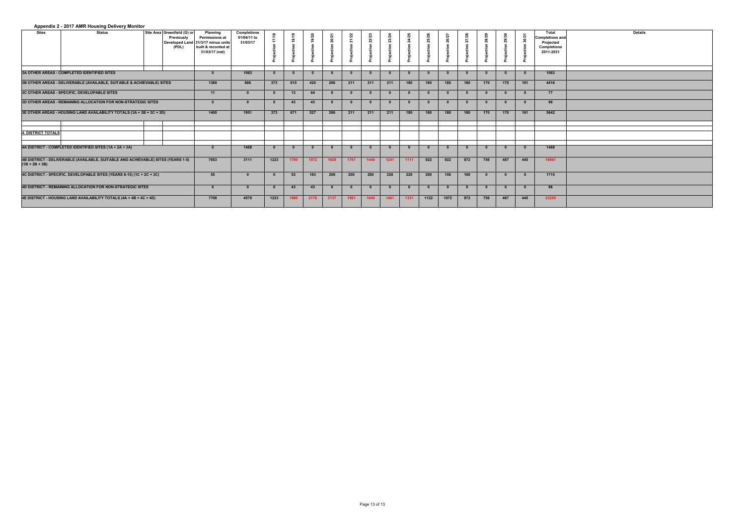## Appendix 2 - 2017 AMR Housing Delivery Monitor

| Sites | Status | Site Area | Greenfield (G) or Previously Developed Land (PDL) | Planning Permissions at 31/3/17 minus units built & recorded at 31/03/17 (net) | Completions 01/04/11 to 31/03/17 | Projection 17/18 | Projection 18/19 | Projection 19/20 | Projection 20/21 | Projection 21/22 | Projection 22/23 | Projection 23/24 | Projection 24/25 | Projection 25/26 | Projection 26/27 | Projection 27/28 | Projection 28/29 | Projection 29/30 | Projection 30/31 | Total Completions and Projected Completions 2011-2031 | Details |
|---|---|---|---|---|---|---|---|---|---|---|---|---|---|---|---|---|---|---|---|---|---|
| 3A OTHER AREAS - COMPLETED IDENTIFIED SITES | | | | 0 | 1063 | 0 | 0 | 0 | 0 | 0 | 0 | 0 | 0 | 0 | 0 | 0 | 0 | 0 | 0 | 1063 | |
| 3B OTHER AREAS - DELIVERABLE (AVAILABLE, SUITABLE & ACHIEVABLE) SITES | | | | 1389 | 888 | 373 | 615 | 420 | 266 | 211 | 211 | 211 | 180 | 180 | 180 | 180 | 170 | 170 | 161 | 4416 | |
| 3C OTHER AREAS - SPECIFIC, DEVELOPABLE SITES | | | | 11 | 0 | 0 | 13 | 64 | 0 | 0 | 0 | 0 | 0 | 0 | 0 | 0 | 0 | 0 | 0 | 77 | |
| 3D OTHER AREAS - REMAINING ALLOCATION FOR NON-STRATEGIC SITES | | | | 0 | 0 | 0 | 43 | 43 | 0 | 0 | 0 | 0 | 0 | 0 | 0 | 0 | 0 | 0 | 0 | 86 | |
| 3E OTHER AREAS - HOUSING LAND AVAILABILITY TOTALS (3A + 3B + 3C + 3D) | | | | 1400 | 1951 | 373 | 671 | 527 | 266 | 211 | 211 | 211 | 180 | 180 | 180 | 180 | 170 | 170 | 161 | 5642 | |
| 4. DISTRICT TOTALS | | | | | | | | | | | | | | | | | | | | | |
| 4A DISTRICT - COMPLETED IDENTIFIED SITES (1A + 2A + 3A) | | | | 0 | 1468 | 0 | 0 | 0 | 0 | 0 | 0 | 0 | 0 | 0 | 0 | 0 | 0 | 0 | 0 | 1468 | |
| 4B DISTRICT - DELIVERABLE (AVAILABLE, SUITABLE AND ACHIEVABLE) SITES (YEARS 1-5) (1B + 2B + 3B) | | | | 7653 | 3111 | 1223 | 1790 | 1972 | 1928 | 1761 | 1440 | 1241 | 1111 | 922 | 922 | 872 | 756 | 487 | 445 | 19981 | |
| 4C DISTRICT - SPECIFIC, DEVELOPABLE SITES (YEARS 6-15) (1C + 2C + 3C) | | | | 55 | 0 | 0 | 53 | 163 | 209 | 200 | 200 | 220 | 220 | 200 | 150 | 100 | 0 | 0 | 0 | 1715 | |
| 4D DISTRICT - REMAINING ALLOCATION FOR NON-STRATEGIC SITES | | | | 0 | 0 | 0 | 43 | 43 | 0 | 0 | 0 | 0 | 0 | 0 | 0 | 0 | 0 | 0 | 0 | 86 | |
| 4E DISTRICT - HOUSING LAND AVAILABILITY TOTALS (4A + 4B + 4C + 4D) | | | | 7708 | 4579 | 1223 | 1886 | 2178 | 2137 | 1961 | 1640 | 1461 | 1331 | 1122 | 1072 | 972 | 756 | 487 | 445 | 23250 | |